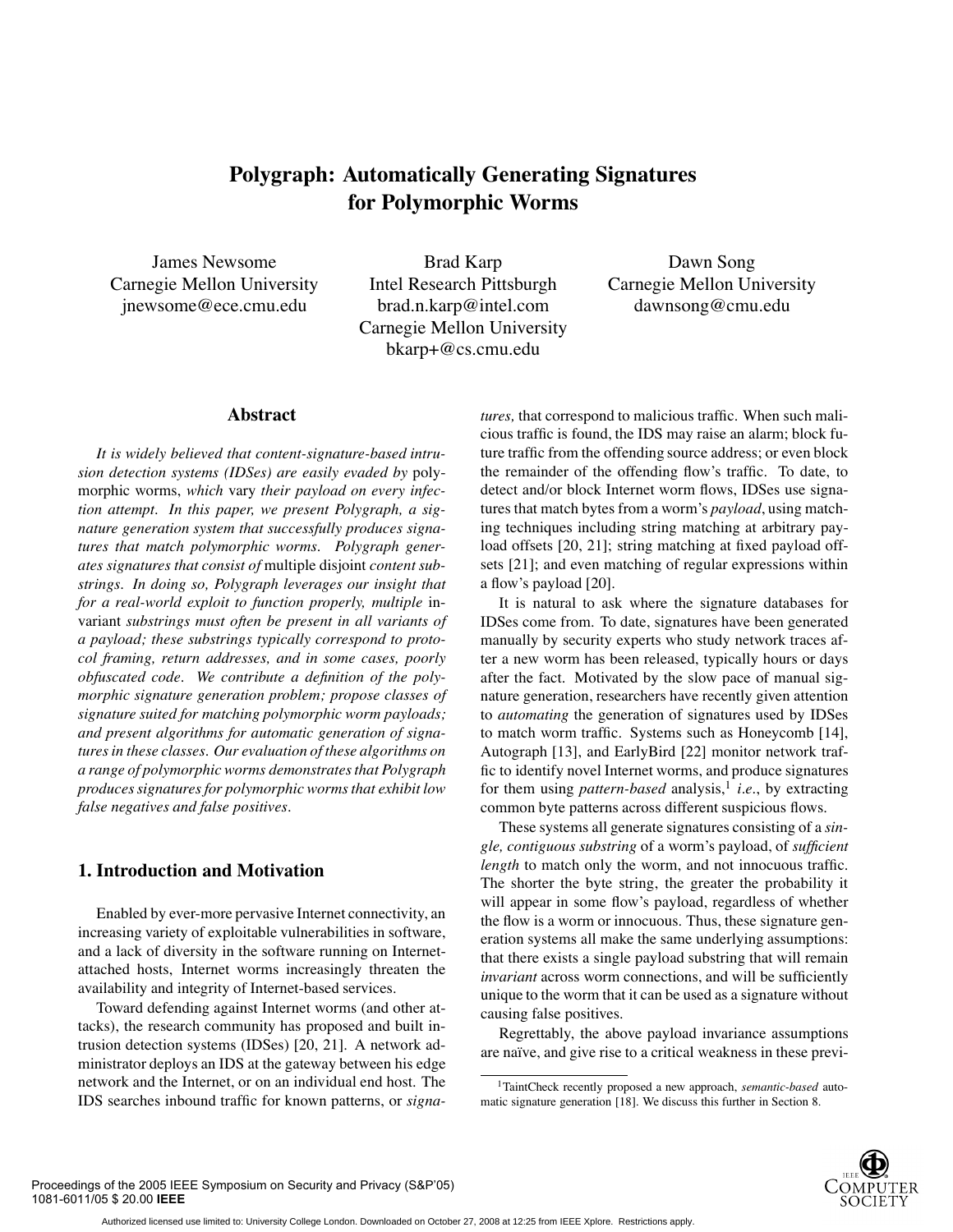# Polygraph: Automatically Generating Signatures for Polymorphic Worms

James Newsome
Carnegie Mellon University
jnewsome@ece.cmu.edu

Brad Karp
Intel Research Pittsburgh
brad.n.karp@intel.com
Carnegie Mellon University
bkarp+@cs.cmu.edu

Dawn Song
Carnegie Mellon University
dawnsong@cmu.edu

## Abstract

*It is widely believed that content-signature-based intrusion detection systems (IDSes) are easily evaded by* polymorphic worms, *which* vary *their payload on every infection attempt. In this paper, we present Polygraph, a signature generation system that successfully produces signatures that match polymorphic worms. Polygraph generates signatures that consist of* multiple disjoint *content substrings. In doing so, Polygraph leverages our insight that for a real-world exploit to function properly, multiple* invariant *substrings must often be present in all variants of a payload; these substrings typically correspond to protocol framing, return addresses, and in some cases, poorly obfuscated code. We contribute a definition of the polymorphic signature generation problem; propose classes of signature suited for matching polymorphic worm payloads; and present algorithms for automatic generation of signatures in these classes. Our evaluation of these algorithms on a range of polymorphic worms demonstrates that Polygraph produces signatures for polymorphic worms that exhibit low false negatives and false positives.*

## 1. Introduction and Motivation

Enabled by ever-more pervasive Internet connectivity, an increasing variety of exploitable vulnerabilities in software, and a lack of diversity in the software running on Internet-attached hosts, Internet worms increasingly threaten the availability and integrity of Internet-based services.

Toward defending against Internet worms (and other attacks), the research community has proposed and built intrusion detection systems (IDSes) [20, 21]. A network administrator deploys an IDS at the gateway between his edge network and the Internet, or on an individual end host. The IDS searches inbound traffic for known patterns, or *signatures,* that correspond to malicious traffic. When such malicious traffic is found, the IDS may raise an alarm; block future traffic from the offending source address; or even block the remainder of the offending flow's traffic. To date, to detect and/or block Internet worm flows, IDSes use signatures that match bytes from a worm's *payload*, using matching techniques including string matching at arbitrary payload offsets [20, 21]; string matching at fixed payload offsets [21]; and even matching of regular expressions within a flow's payload [20].

It is natural to ask where the signature databases for IDSes come from. To date, signatures have been generated manually by security experts who study network traces after a new worm has been released, typically hours or days after the fact. Motivated by the slow pace of manual signature generation, researchers have recently given attention to *automating* the generation of signatures used by IDSes to match worm traffic. Systems such as Honeycomb [14], Autograph [13], and EarlyBird [22] monitor network traffic to identify novel Internet worms, and produce signatures for them using *pattern-based* analysis,[1] *i.e.*, by extracting common byte patterns across different suspicious flows.

These systems all generate signatures consisting of a *single, contiguous substring* of a worm's payload, of *sufficient length* to match only the worm, and not innocuous traffic. The shorter the byte string, the greater the probability it will appear in some flow's payload, regardless of whether the flow is a worm or innocuous. Thus, these signature generation systems all make the same underlying assumptions: that there exists a single payload substring that will remain *invariant* across worm connections, and will be sufficiently unique to the worm that it can be used as a signature without causing false positives.

Regrettably, the above payload invariance assumptions are naïve, and give rise to a critical weakness in these previ-

[1] TaintCheck recently proposed a new approach, *semantic-based* automatic signature generation [18]. We discuss this further in Section 8.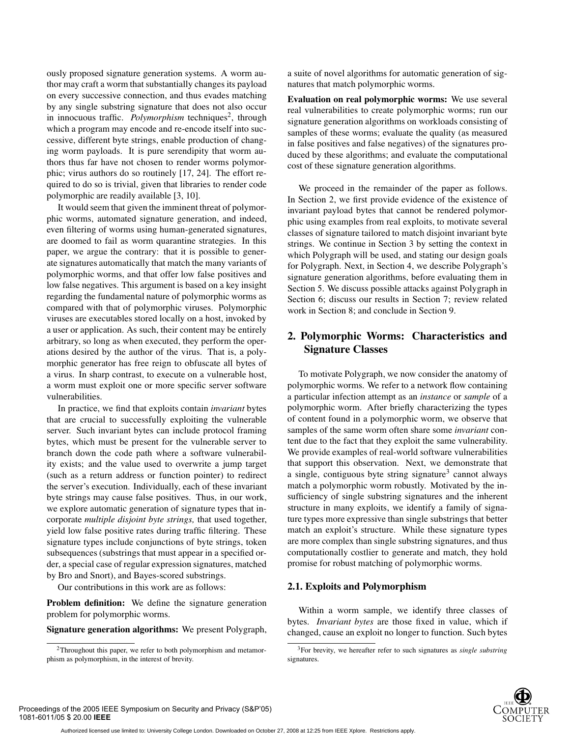ously proposed signature generation systems. A worm author may craft a worm that substantially changes its payload on every successive connection, and thus evades matching by any single substring signature that does not also occur in innocuous traffic. *Polymorphism* techniques[2], through which a program may encode and re-encode itself into successive, different byte strings, enable production of changing worm payloads. It is pure serendipity that worm authors thus far have not chosen to render worms polymorphic; virus authors do so routinely [17, 24]. The effort required to do so is trivial, given that libraries to render code polymorphic are readily available [3, 10].

It would seem that given the imminent threat of polymorphic worms, automated signature generation, and indeed, even filtering of worms using human-generated signatures, are doomed to fail as worm quarantine strategies. In this paper, we argue the contrary: that it is possible to generate signatures automatically that match the many variants of polymorphic worms, and that offer low false positives and low false negatives. This argument is based on a key insight regarding the fundamental nature of polymorphic worms as compared with that of polymorphic viruses. Polymorphic viruses are executables stored locally on a host, invoked by a user or application. As such, their content may be entirely arbitrary, so long as when executed, they perform the operations desired by the author of the virus. That is, a polymorphic generator has free reign to obfuscate all bytes of a virus. In sharp contrast, to execute on a vulnerable host, a worm must exploit one or more specific server software vulnerabilities.

In practice, we find that exploits contain *invariant* bytes that are crucial to successfully exploiting the vulnerable server. Such invariant bytes can include protocol framing bytes, which must be present for the vulnerable server to branch down the code path where a software vulnerability exists; and the value used to overwrite a jump target (such as a return address or function pointer) to redirect the server's execution. Individually, each of these invariant byte strings may cause false positives. Thus, in our work, we explore automatic generation of signature types that incorporate *multiple disjoint byte strings,* that used together, yield low false positive rates during traffic filtering. These signature types include conjunctions of byte strings, token subsequences (substrings that must appear in a specified order, a special case of regular expression signatures, matched by Bro and Snort), and Bayes-scored substrings.

Our contributions in this work are as follows:

**Problem definition:** We define the signature generation problem for polymorphic worms.

**Signature generation algorithms:** We present Polygraph, a suite of novel algorithms for automatic generation of signatures that match polymorphic worms.

**Evaluation on real polymorphic worms:** We use several real vulnerabilities to create polymorphic worms; run our signature generation algorithms on workloads consisting of samples of these worms; evaluate the quality (as measured in false positives and false negatives) of the signatures produced by these algorithms; and evaluate the computational cost of these signature generation algorithms.

We proceed in the remainder of the paper as follows. In Section 2, we first provide evidence of the existence of invariant payload bytes that cannot be rendered polymorphic using examples from real exploits, to motivate several classes of signature tailored to match disjoint invariant byte strings. We continue in Section 3 by setting the context in which Polygraph will be used, and stating our design goals for Polygraph. Next, in Section 4, we describe Polygraph's signature generation algorithms, before evaluating them in Section 5. We discuss possible attacks against Polygraph in Section 6; discuss our results in Section 7; review related work in Section 8; and conclude in Section 9.

## 2. Polymorphic Worms: Characteristics and Signature Classes

To motivate Polygraph, we now consider the anatomy of polymorphic worms. We refer to a network flow containing a particular infection attempt as an *instance* or *sample* of a polymorphic worm. After briefly characterizing the types of content found in a polymorphic worm, we observe that samples of the same worm often share some *invariant* content due to the fact that they exploit the same vulnerability. We provide examples of real-world software vulnerabilities that support this observation. Next, we demonstrate that a single, contiguous byte string signature[3] cannot always match a polymorphic worm robustly. Motivated by the insufficiency of single substring signatures and the inherent structure in many exploits, we identify a family of signature types more expressive than single substrings that better match an exploit's structure. While these signature types are more complex than single substring signatures, and thus computationally costlier to generate and match, they hold promise for robust matching of polymorphic worms.

### 2.1. Exploits and Polymorphism

Within a worm sample, we identify three classes of bytes. *Invariant bytes* are those fixed in value, which if changed, cause an exploit no longer to function. Such bytes

[2] Throughout this paper, we refer to both polymorphism and metamorphism as polymorphism, in the interest of brevity.

[3] For brevity, we hereafter refer to such signatures as *single substring* signatures.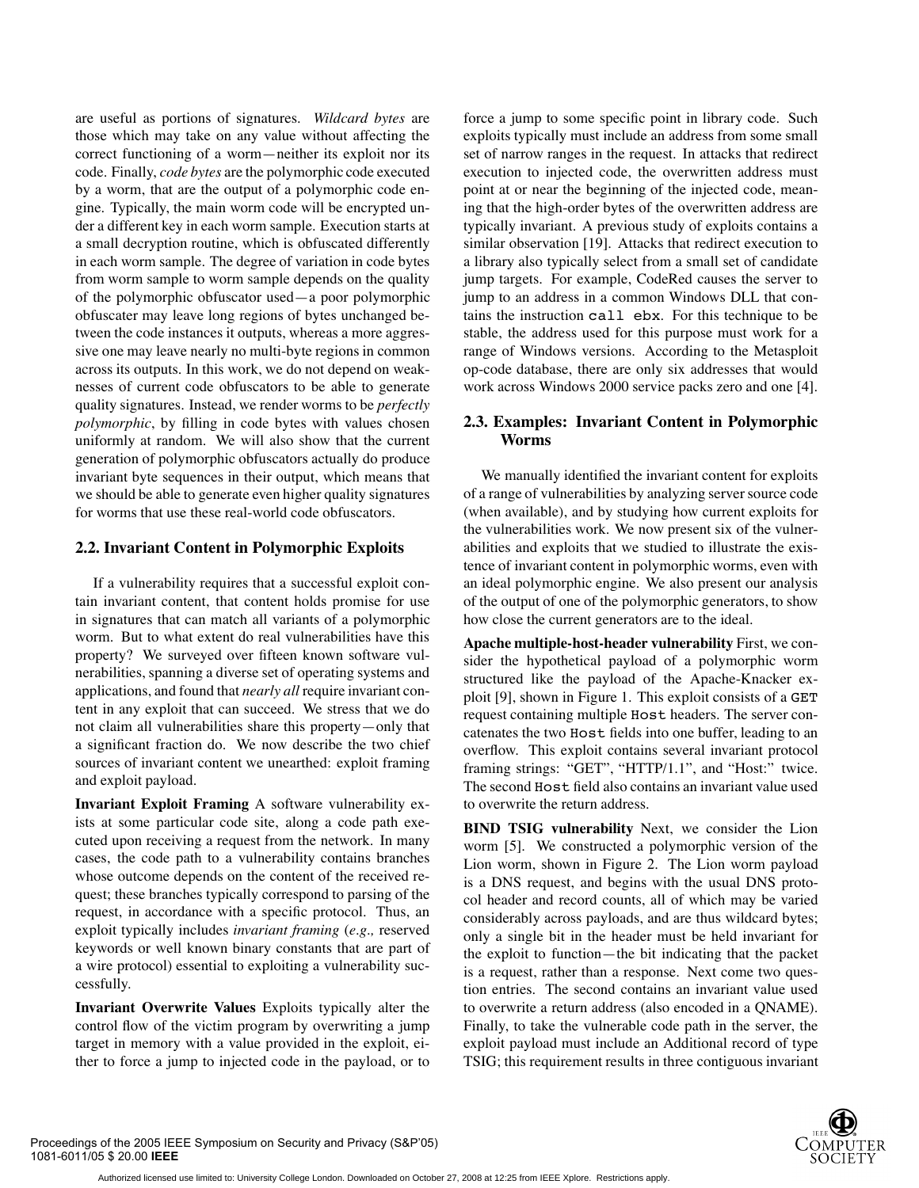are useful as portions of signatures. *Wildcard bytes* are those which may take on any value without affecting the correct functioning of a worm—neither its exploit nor its code. Finally, *code bytes* are the polymorphic code executed by a worm, that are the output of a polymorphic code engine. Typically, the main worm code will be encrypted under a different key in each worm sample. Execution starts at a small decryption routine, which is obfuscated differently in each worm sample. The degree of variation in code bytes from worm sample to worm sample depends on the quality of the polymorphic obfuscator used—a poor polymorphic obfuscater may leave long regions of bytes unchanged between the code instances it outputs, whereas a more aggressive one may leave nearly no multi-byte regions in common across its outputs. In this work, we do not depend on weaknesses of current code obfuscators to be able to generate quality signatures. Instead, we render worms to be *perfectly polymorphic*, by filling in code bytes with values chosen uniformly at random. We will also show that the current generation of polymorphic obfuscators actually do produce invariant byte sequences in their output, which means that we should be able to generate even higher quality signatures for worms that use these real-world code obfuscators.

## 2.2. Invariant Content in Polymorphic Exploits

If a vulnerability requires that a successful exploit contain invariant content, that content holds promise for use in signatures that can match all variants of a polymorphic worm. But to what extent do real vulnerabilities have this property? We surveyed over fifteen known software vulnerabilities, spanning a diverse set of operating systems and applications, and found that *nearly all* require invariant content in any exploit that can succeed. We stress that we do not claim all vulnerabilities share this property—only that a significant fraction do. We now describe the two chief sources of invariant content we unearthed: exploit framing and exploit payload.

**Invariant Exploit Framing** A software vulnerability exists at some particular code site, along a code path executed upon receiving a request from the network. In many cases, the code path to a vulnerability contains branches whose outcome depends on the content of the received request; these branches typically correspond to parsing of the request, in accordance with a specific protocol. Thus, an exploit typically includes *invariant framing* (*e.g.,* reserved keywords or well known binary constants that are part of a wire protocol) essential to exploiting a vulnerability successfully.

**Invariant Overwrite Values** Exploits typically alter the control flow of the victim program by overwriting a jump target in memory with a value provided in the exploit, either to force a jump to injected code in the payload, or to force a jump to some specific point in library code. Such exploits typically must include an address from some small set of narrow ranges in the request. In attacks that redirect execution to injected code, the overwritten address must point at or near the beginning of the injected code, meaning that the high-order bytes of the overwritten address are typically invariant. A previous study of exploits contains a similar observation [19]. Attacks that redirect execution to a library also typically select from a small set of candidate jump targets. For example, CodeRed causes the server to jump to an address in a common Windows DLL that contains the instruction `call ebx`. For this technique to be stable, the address used for this purpose must work for a range of Windows versions. According to the Metasploit op-code database, there are only six addresses that would work across Windows 2000 service packs zero and one [4].

## 2.3. Examples: Invariant Content in Polymorphic Worms

We manually identified the invariant content for exploits of a range of vulnerabilities by analyzing server source code (when available), and by studying how current exploits for the vulnerabilities work. We now present six of the vulnerabilities and exploits that we studied to illustrate the existence of invariant content in polymorphic worms, even with an ideal polymorphic engine. We also present our analysis of the output of one of the polymorphic generators, to show how close the current generators are to the ideal.

**Apache multiple-host-header vulnerability** First, we consider the hypothetical payload of a polymorphic worm structured like the payload of the Apache-Knacker exploit [9], shown in Figure 1. This exploit consists of a `GET` request containing multiple `Host` headers. The server concatenates the two `Host` fields into one buffer, leading to an overflow. This exploit contains several invariant protocol framing strings: "GET", "HTTP/1.1", and "Host:" twice. The second `Host` field also contains an invariant value used to overwrite the return address.

**BIND TSIG vulnerability** Next, we consider the Lion worm [5]. We constructed a polymorphic version of the Lion worm, shown in Figure 2. The Lion worm payload is a DNS request, and begins with the usual DNS protocol header and record counts, all of which may be varied considerably across payloads, and are thus wildcard bytes; only a single bit in the header must be held invariant for the exploit to function—the bit indicating that the packet is a request, rather than a response. Next come two question entries. The second contains an invariant value used to overwrite a return address (also encoded in a QNAME). Finally, to take the vulnerable code path in the server, the exploit payload must include an Additional record of type TSIG; this requirement results in three contiguous invariant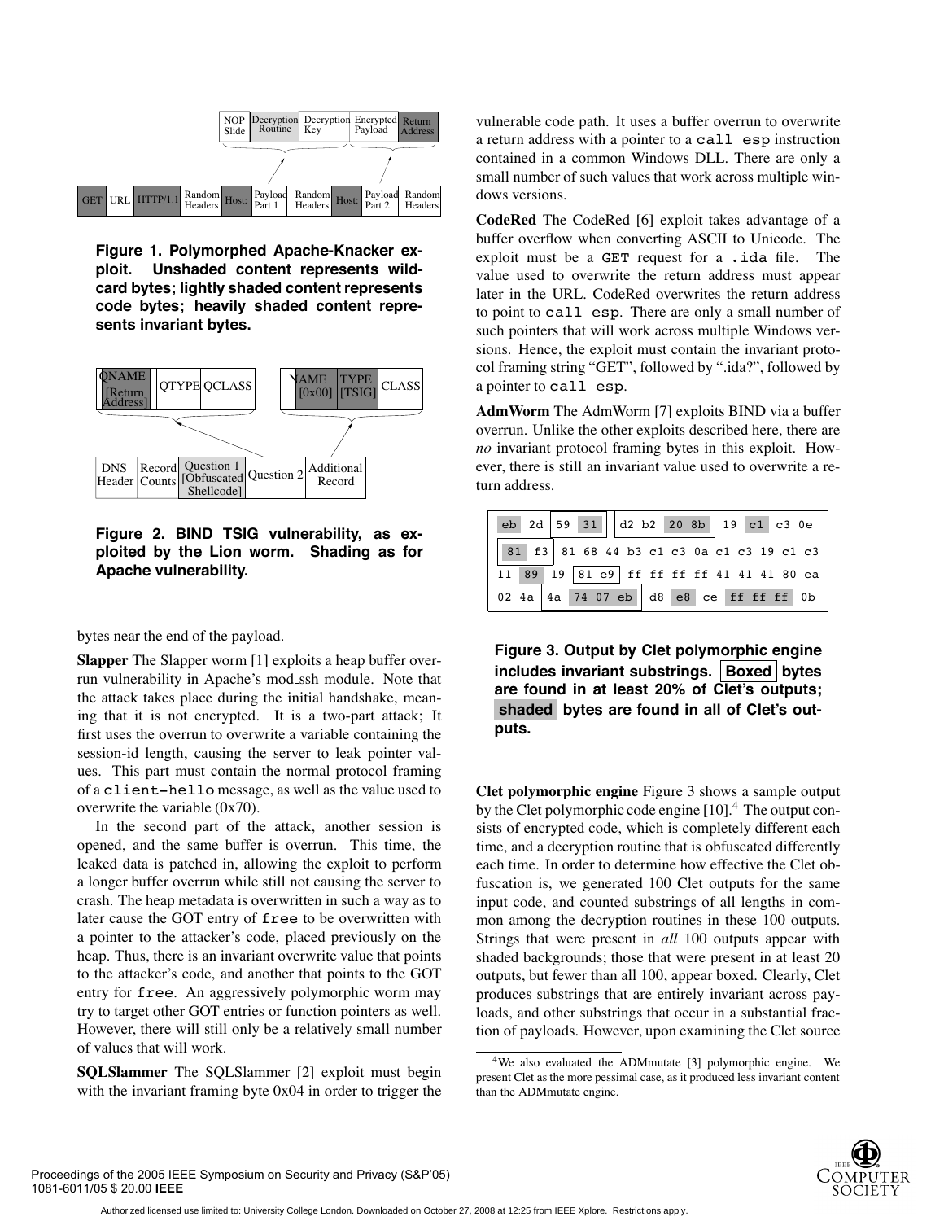NOP Slide | Decryption Routine | Decryption Key | Encrypted Payload | Return Address

GET | URL | HTTP/1.1 | Random Headers | Host: | Payload Part 1 | Random Headers | Host: | Payload Part 2 | Random Headers

**Figure 1. Polymorphed Apache-Knacker exploit. Unshaded content represents wildcard bytes; lightly shaded content represents code bytes; heavily shaded content represents invariant bytes.**

QNAME [Return Address] | QTYPE | QCLASS

NAME [0x00] | TYPE [TSIG] | CLASS

DNS Header | Record Counts | Question 1 [Obfuscated Shellcode] | Question 2 | Additional Record

**Figure 2. BIND TSIG vulnerability, as exploited by the Lion worm. Shading as for Apache vulnerability.**

bytes near the end of the payload.

**Slapper** The Slapper worm [1] exploits a heap buffer overrun vulnerability in Apache's mod_ssh module. Note that the attack takes place during the initial handshake, meaning that it is not encrypted. It is a two-part attack; It first uses the overrun to overwrite a variable containing the session-id length, causing the server to leak pointer values. This part must contain the normal protocol framing of a `client-hello` message, as well as the value used to overwrite the variable (0x70).

In the second part of the attack, another session is opened, and the same buffer is overrun. This time, the leaked data is patched in, allowing the exploit to perform a longer buffer overrun while still not causing the server to crash. The heap metadata is overwritten in such a way as to later cause the GOT entry of `free` to be overwritten with a pointer to the attacker's code, placed previously on the heap. Thus, there is an invariant overwrite value that points to the attacker's code, and another that points to the GOT entry for `free`. An aggressively polymorphic worm may try to target other GOT entries or function pointers as well. However, there will still only be a relatively small number of values that will work.

**SQLSlammer** The SQLSlammer [2] exploit must begin with the invariant framing byte 0x04 in order to trigger the vulnerable code path. It uses a buffer overrun to overwrite a return address with a pointer to a `call esp` instruction contained in a common Windows DLL. There are only a small number of such values that work across multiple windows versions.

**CodeRed** The CodeRed [6] exploit takes advantage of a buffer overflow when converting ASCII to Unicode. The exploit must be a `GET` request for a `.ida` file. The value used to overwrite the return address must appear later in the URL. CodeRed overwrites the return address to point to `call esp`. There are only a small number of such pointers that will work across multiple Windows versions. Hence, the exploit must contain the invariant protocol framing string "GET", followed by ".ida?", followed by a pointer to `call esp`.

**AdmWorm** The AdmWorm [7] exploits BIND via a buffer overrun. Unlike the other exploits described here, there are *no* invariant protocol framing bytes in this exploit. However, there is still an invariant value used to overwrite a return address.

```
eb 2d 59 31 d2 b2 20 8b 19 c1 c3 0e
81 f3 81 68 44 b3 c1 c3 0a c1 c3 19 c1 c3
11 89 19 81 e9 ff ff ff ff 41 41 41 80 ea
02 4a 4a 74 07 eb d8 e8 ce ff ff ff 0b
```

**Figure 3. Output by Clet polymorphic engine includes invariant substrings. Boxed bytes are found in at least 20% of Clet's outputs; shaded bytes are found in all of Clet's outputs.**

**Clet polymorphic engine** Figure 3 shows a sample output by the Clet polymorphic code engine [10].[4] The output consists of encrypted code, which is completely different each time, and a decryption routine that is obfuscated differently each time. In order to determine how effective the Clet obfuscation is, we generated 100 Clet outputs for the same input code, and counted substrings of all lengths in common among the decryption routines in these 100 outputs. Strings that were present in *all* 100 outputs appear with shaded backgrounds; those that were present in at least 20 outputs, but fewer than all 100, appear boxed. Clearly, Clet produces substrings that are entirely invariant across payloads, and other substrings that occur in a substantial fraction of payloads. However, upon examining the Clet source

[4] We also evaluated the ADMmutate [3] polymorphic engine. We present Clet as the more pessimal case, as it produced less invariant content than the ADMmutate engine.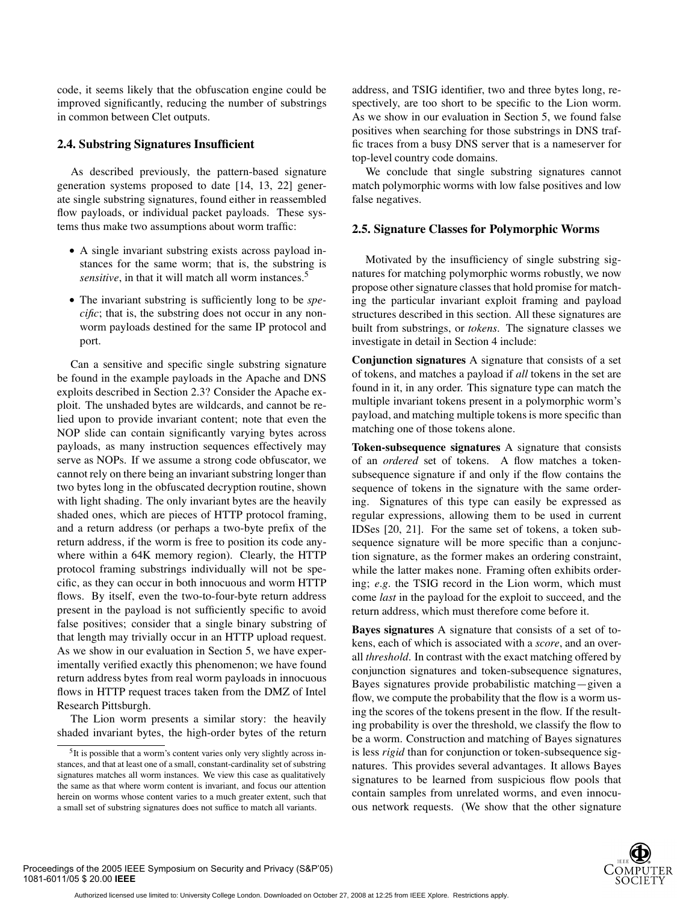code, it seems likely that the obfuscation engine could be improved significantly, reducing the number of substrings in common between Clet outputs.

### 2.4. Substring Signatures Insufficient

As described previously, the pattern-based signature generation systems proposed to date [14, 13, 22] generate single substring signatures, found either in reassembled flow payloads, or individual packet payloads. These systems thus make two assumptions about worm traffic:

- A single invariant substring exists across payload instances for the same worm; that is, the substring is *sensitive*, in that it will match all worm instances.[5]
- The invariant substring is sufficiently long to be *specific*; that is, the substring does not occur in any non-worm payloads destined for the same IP protocol and port.

Can a sensitive and specific single substring signature be found in the example payloads in the Apache and DNS exploits described in Section 2.3? Consider the Apache exploit. The unshaded bytes are wildcards, and cannot be relied upon to provide invariant content; note that even the NOP slide can contain significantly varying bytes across payloads, as many instruction sequences effectively may serve as NOPs. If we assume a strong code obfuscator, we cannot rely on there being an invariant substring longer than two bytes long in the obfuscated decryption routine, shown with light shading. The only invariant bytes are the heavily shaded ones, which are pieces of HTTP protocol framing, and a return address (or perhaps a two-byte prefix of the return address, if the worm is free to position its code anywhere within a 64K memory region). Clearly, the HTTP protocol framing substrings individually will not be specific, as they can occur in both innocuous and worm HTTP flows. By itself, even the two-to-four-byte return address present in the payload is not sufficiently specific to avoid false positives; consider that a single binary substring of that length may trivially occur in an HTTP upload request. As we show in our evaluation in Section 5, we have experimentally verified exactly this phenomenon; we have found return address bytes from real worm payloads in innocuous flows in HTTP request traces taken from the DMZ of Intel Research Pittsburgh.

The Lion worm presents a similar story: the heavily shaded invariant bytes, the high-order bytes of the return address, and TSIG identifier, two and three bytes long, respectively, are too short to be specific to the Lion worm. As we show in our evaluation in Section 5, we found false positives when searching for those substrings in DNS traffic traces from a busy DNS server that is a nameserver for top-level country code domains.

We conclude that single substring signatures cannot match polymorphic worms with low false positives and low false negatives.

[5] It is possible that a worm's content varies only very slightly across instances, and that at least one of a small, constant-cardinality set of substring signatures matches all worm instances. We view this case as qualitatively the same as that where worm content is invariant, and focus our attention herein on worms whose content varies to a much greater extent, such that a small set of substring signatures does not suffice to match all variants.

### 2.5. Signature Classes for Polymorphic Worms

Motivated by the insufficiency of single substring signatures for matching polymorphic worms robustly, we now propose other signature classes that hold promise for matching the particular invariant exploit framing and payload structures described in this section. All these signatures are built from substrings, or *tokens*. The signature classes we investigate in detail in Section 4 include:

**Conjunction signatures** A signature that consists of a set of tokens, and matches a payload if *all* tokens in the set are found in it, in any order. This signature type can match the multiple invariant tokens present in a polymorphic worm's payload, and matching multiple tokens is more specific than matching one of those tokens alone.

**Token-subsequence signatures** A signature that consists of an *ordered* set of tokens. A flow matches a token-subsequence signature if and only if the flow contains the sequence of tokens in the signature with the same ordering. Signatures of this type can easily be expressed as regular expressions, allowing them to be used in current IDSes [20, 21]. For the same set of tokens, a token subsequence signature will be more specific than a conjunction signature, as the former makes an ordering constraint, while the latter makes none. Framing often exhibits ordering; *e.g.* the TSIG record in the Lion worm, which must come *last* in the payload for the exploit to succeed, and the return address, which must therefore come before it.

**Bayes signatures** A signature that consists of a set of tokens, each of which is associated with a *score*, and an overall *threshold*. In contrast with the exact matching offered by conjunction signatures and token-subsequence signatures, Bayes signatures provide probabilistic matching—given a flow, we compute the probability that the flow is a worm using the scores of the tokens present in the flow. If the resulting probability is over the threshold, we classify the flow to be a worm. Construction and matching of Bayes signatures is less *rigid* than for conjunction or token-subsequence signatures. This provides several advantages. It allows Bayes signatures to be learned from suspicious flow pools that contain samples from unrelated worms, and even innocuous network requests. (We show that the other signature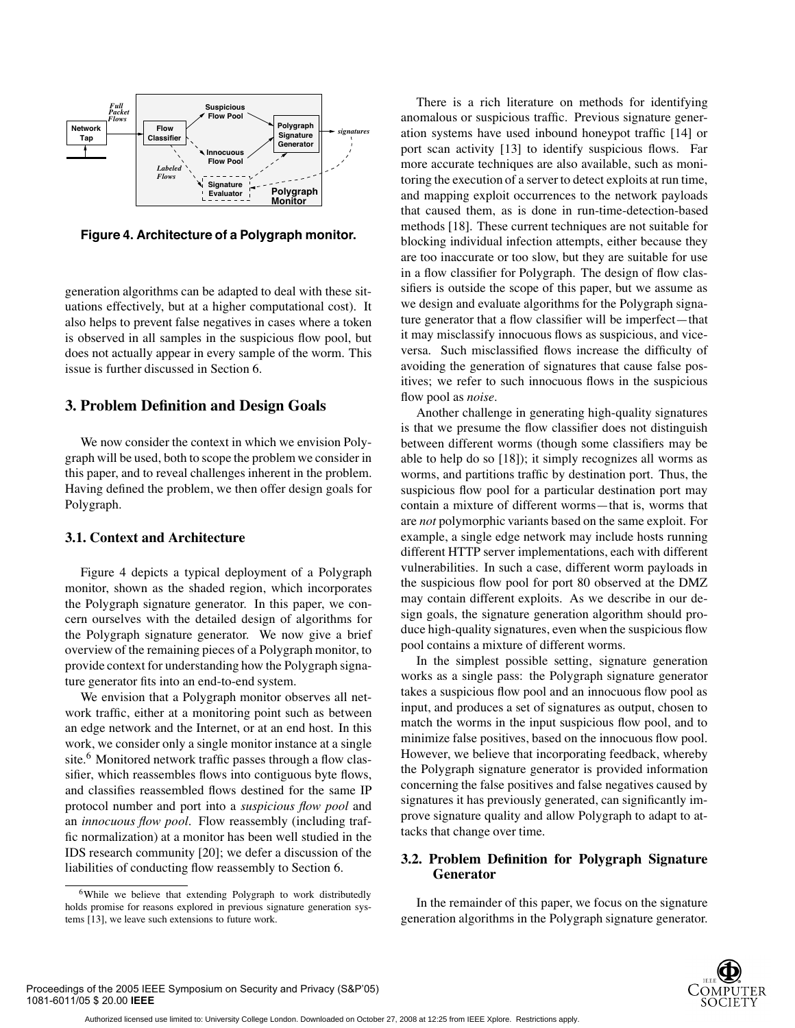Figure 4. Architecture of a Polygraph monitor.

generation algorithms can be adapted to deal with these situations effectively, but at a higher computational cost). It also helps to prevent false negatives in cases where a token is observed in all samples in the suspicious flow pool, but does not actually appear in every sample of the worm. This issue is further discussed in Section 6.

## 3. Problem Definition and Design Goals

We now consider the context in which we envision Polygraph will be used, both to scope the problem we consider in this paper, and to reveal challenges inherent in the problem. Having defined the problem, we then offer design goals for Polygraph.

### 3.1. Context and Architecture

Figure 4 depicts a typical deployment of a Polygraph monitor, shown as the shaded region, which incorporates the Polygraph signature generator. In this paper, we concern ourselves with the detailed design of algorithms for the Polygraph signature generator. We now give a brief overview of the remaining pieces of a Polygraph monitor, to provide context for understanding how the Polygraph signature generator fits into an end-to-end system.

We envision that a Polygraph monitor observes all network traffic, either at a monitoring point such as between an edge network and the Internet, or at an end host. In this work, we consider only a single monitor instance at a single site.[6] Monitored network traffic passes through a flow classifier, which reassembles flows into contiguous byte flows, and classifies reassembled flows destined for the same IP protocol number and port into a *suspicious flow pool* and an *innocuous flow pool*. Flow reassembly (including traffic normalization) at a monitor has been well studied in the IDS research community [20]; we defer a discussion of the liabilities of conducting flow reassembly to Section 6.

[6] While we believe that extending Polygraph to work distributedly holds promise for reasons explored in previous signature generation systems [13], we leave such extensions to future work.

There is a rich literature on methods for identifying anomalous or suspicious traffic. Previous signature generation systems have used inbound honeypot traffic [14] or port scan activity [13] to identify suspicious flows. Far more accurate techniques are also available, such as monitoring the execution of a server to detect exploits at run time, and mapping exploit occurrences to the network payloads that caused them, as is done in run-time-detection-based methods [18]. These current techniques are not suitable for blocking individual infection attempts, either because they are too inaccurate or too slow, but they are suitable for use in a flow classifier for Polygraph. The design of flow classifiers is outside the scope of this paper, but we assume as we design and evaluate algorithms for the Polygraph signature generator that a flow classifier will be imperfect—that it may misclassify innocuous flows as suspicious, and vice-versa. Such misclassified flows increase the difficulty of avoiding the generation of signatures that cause false positives; we refer to such innocuous flows in the suspicious flow pool as *noise*.

Another challenge in generating high-quality signatures is that we presume the flow classifier does not distinguish between different worms (though some classifiers may be able to help do so [18]); it simply recognizes all worms as worms, and partitions traffic by destination port. Thus, the suspicious flow pool for a particular destination port may contain a mixture of different worms—that is, worms that are *not* polymorphic variants based on the same exploit. For example, a single edge network may include hosts running different HTTP server implementations, each with different vulnerabilities. In such a case, different worm payloads in the suspicious flow pool for port 80 observed at the DMZ may contain different exploits. As we describe in our design goals, the signature generation algorithm should produce high-quality signatures, even when the suspicious flow pool contains a mixture of different worms.

In the simplest possible setting, signature generation works as a single pass: the Polygraph signature generator takes a suspicious flow pool and an innocuous flow pool as input, and produces a set of signatures as output, chosen to match the worms in the input suspicious flow pool, and to minimize false positives, based on the innocuous flow pool. However, we believe that incorporating feedback, whereby the Polygraph signature generator is provided information concerning the false positives and false negatives caused by signatures it has previously generated, can significantly improve signature quality and allow Polygraph to adapt to attacks that change over time.

### 3.2. Problem Definition for Polygraph Signature Generator

In the remainder of this paper, we focus on the signature generation algorithms in the Polygraph signature generator.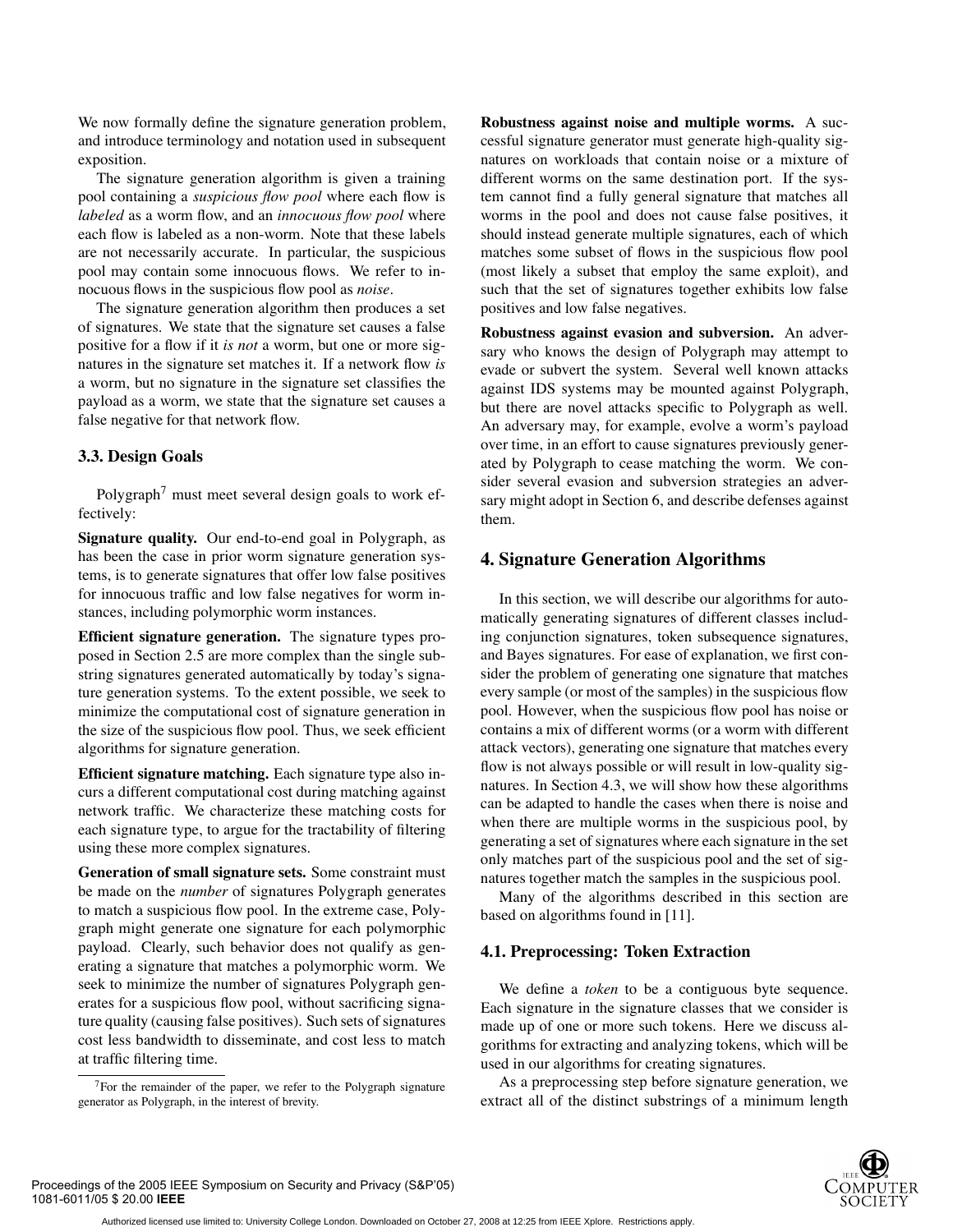We now formally define the signature generation problem, and introduce terminology and notation used in subsequent exposition.

The signature generation algorithm is given a training pool containing a *suspicious flow pool* where each flow is *labeled* as a worm flow, and an *innocuous flow pool* where each flow is labeled as a non-worm. Note that these labels are not necessarily accurate. In particular, the suspicious pool may contain some innocuous flows. We refer to innocuous flows in the suspicious flow pool as *noise*.

The signature generation algorithm then produces a set of signatures. We state that the signature set causes a false positive for a flow if it *is not* a worm, but one or more signatures in the signature set matches it. If a network flow *is* a worm, but no signature in the signature set classifies the payload as a worm, we state that the signature set causes a false negative for that network flow.

### 3.3. Design Goals

Polygraph[7] must meet several design goals to work effectively:

**Signature quality.** Our end-to-end goal in Polygraph, as has been the case in prior worm signature generation systems, is to generate signatures that offer low false positives for innocuous traffic and low false negatives for worm instances, including polymorphic worm instances.

**Efficient signature generation.** The signature types proposed in Section 2.5 are more complex than the single substring signatures generated automatically by today's signature generation systems. To the extent possible, we seek to minimize the computational cost of signature generation in the size of the suspicious flow pool. Thus, we seek efficient algorithms for signature generation.

**Efficient signature matching.** Each signature type also incurs a different computational cost during matching against network traffic. We characterize these matching costs for each signature type, to argue for the tractability of filtering using these more complex signatures.

**Generation of small signature sets.** Some constraint must be made on the *number* of signatures Polygraph generates to match a suspicious flow pool. In the extreme case, Polygraph might generate one signature for each polymorphic payload. Clearly, such behavior does not qualify as generating a signature that matches a polymorphic worm. We seek to minimize the number of signatures Polygraph generates for a suspicious flow pool, without sacrificing signature quality (causing false positives). Such sets of signatures cost less bandwidth to disseminate, and cost less to match at traffic filtering time.

[7] For the remainder of the paper, we refer to the Polygraph signature generator as Polygraph, in the interest of brevity.

**Robustness against noise and multiple worms.** A successful signature generator must generate high-quality signatures on workloads that contain noise or a mixture of different worms on the same destination port. If the system cannot find a fully general signature that matches all worms in the pool and does not cause false positives, it should instead generate multiple signatures, each of which matches some subset of flows in the suspicious flow pool (most likely a subset that employ the same exploit), and such that the set of signatures together exhibits low false positives and low false negatives.

**Robustness against evasion and subversion.** An adversary who knows the design of Polygraph may attempt to evade or subvert the system. Several well known attacks against IDS systems may be mounted against Polygraph, but there are novel attacks specific to Polygraph as well. An adversary may, for example, evolve a worm's payload over time, in an effort to cause signatures previously generated by Polygraph to cease matching the worm. We consider several evasion and subversion strategies an adversary might adopt in Section 6, and describe defenses against them.

## 4. Signature Generation Algorithms

In this section, we will describe our algorithms for automatically generating signatures of different classes including conjunction signatures, token subsequence signatures, and Bayes signatures. For ease of explanation, we first consider the problem of generating one signature that matches every sample (or most of the samples) in the suspicious flow pool. However, when the suspicious flow pool has noise or contains a mix of different worms (or a worm with different attack vectors), generating one signature that matches every flow is not always possible or will result in low-quality signatures. In Section 4.3, we will show how these algorithms can be adapted to handle the cases when there is noise and when there are multiple worms in the suspicious pool, by generating a set of signatures where each signature in the set only matches part of the suspicious pool and the set of signatures together match the samples in the suspicious pool.

Many of the algorithms described in this section are based on algorithms found in [11].

### 4.1. Preprocessing: Token Extraction

We define a *token* to be a contiguous byte sequence. Each signature in the signature classes that we consider is made up of one or more such tokens. Here we discuss algorithms for extracting and analyzing tokens, which will be used in our algorithms for creating signatures.

As a preprocessing step before signature generation, we extract all of the distinct substrings of a minimum length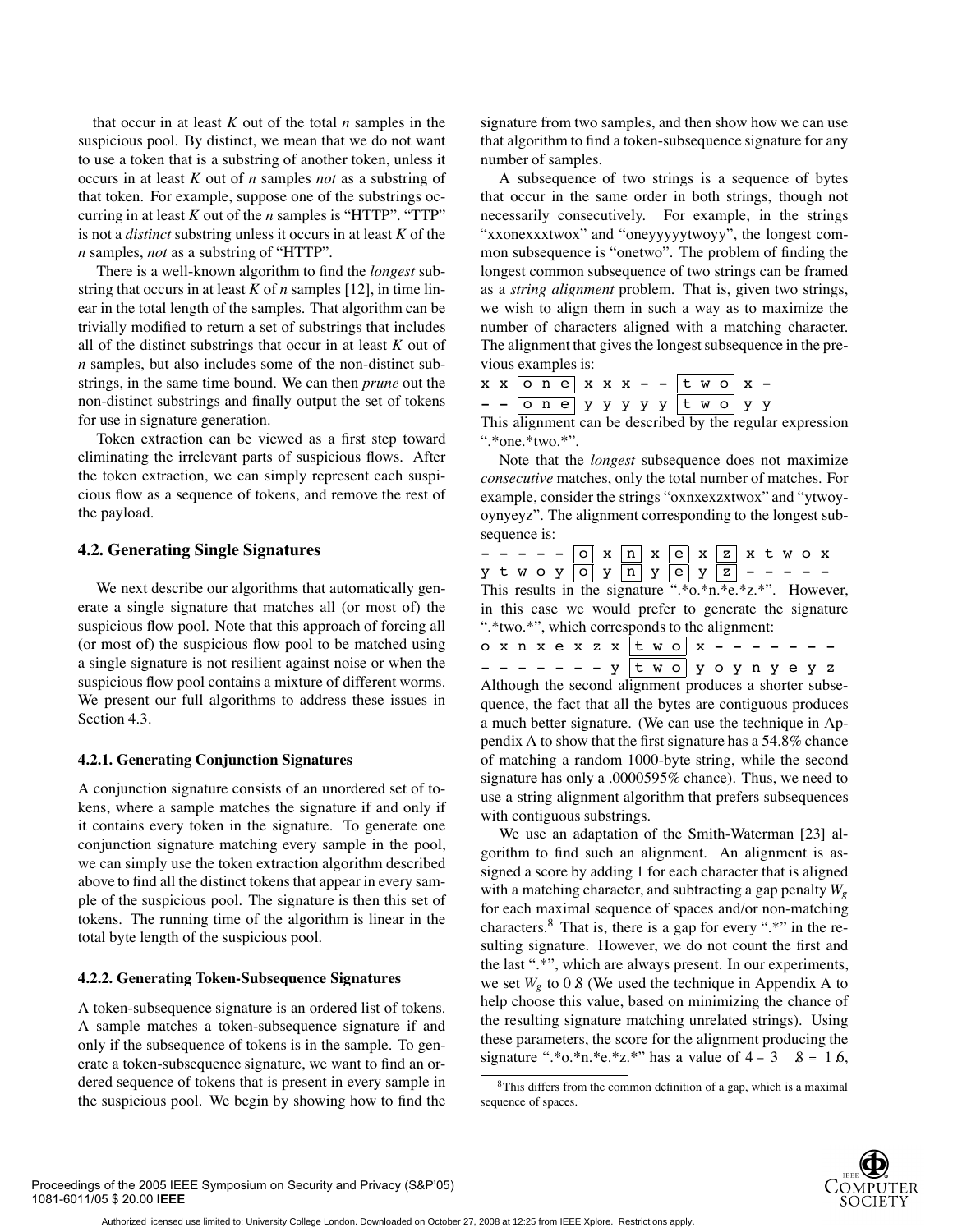that occur in at least $K$ out of the total $n$ samples in the suspicious pool. By distinct, we mean that we do not want to use a token that is a substring of another token, unless it occurs in at least $K$ out of $n$ samples *not* as a substring of that token. For example, suppose one of the substrings occurring in at least $K$ out of the $n$ samples is "HTTP". "TTP" is not a *distinct* substring unless it occurs in at least $K$ of the $n$ samples, *not* as a substring of "HTTP".

There is a well-known algorithm to find the *longest* substring that occurs in at least $K$ of $n$ samples [12], in time linear in the total length of the samples. That algorithm can be trivially modified to return a set of substrings that includes all of the distinct substrings that occur in at least $K$ out of $n$ samples, but also includes some of the non-distinct substrings, in the same time bound. We can then *prune* out the non-distinct substrings and finally output the set of tokens for use in signature generation.

Token extraction can be viewed as a first step toward eliminating the irrelevant parts of suspicious flows. After the token extraction, we can simply represent each suspicious flow as a sequence of tokens, and remove the rest of the payload.

### 4.2. Generating Single Signatures

We next describe our algorithms that automatically generate a single signature that matches all (or most of) the suspicious flow pool. Note that this approach of forcing all (or most of) the suspicious flow pool to be matched using a single signature is not resilient against noise or when the suspicious flow pool contains a mixture of different worms. We present our full algorithms to address these issues in Section 4.3.

#### 4.2.1. Generating Conjunction Signatures

A conjunction signature consists of an unordered set of tokens, where a sample matches the signature if and only if it contains every token in the signature. To generate one conjunction signature matching every sample in the pool, we can simply use the token extraction algorithm described above to find all the distinct tokens that appear in every sample of the suspicious pool. The signature is then this set of tokens. The running time of the algorithm is linear in the total byte length of the suspicious pool.

#### 4.2.2. Generating Token-Subsequence Signatures

A token-subsequence signature is an ordered list of tokens. A sample matches a token-subsequence signature if and only if the subsequence of tokens is in the sample. To generate a token-subsequence signature, we want to find an ordered sequence of tokens that is present in every sample in the suspicious pool. We begin by showing how to find the signature from two samples, and then show how we can use that algorithm to find a token-subsequence signature for any number of samples.

A subsequence of two strings is a sequence of bytes that occur in the same order in both strings, though not necessarily consecutively. For example, in the strings "xxonexxxtwox" and "oneyyyyytwoyy", the longest common subsequence is "onetwo". The problem of finding the longest common subsequence of two strings can be framed as a *string alignment* problem. That is, given two strings, we wish to align them in such a way as to maximize the number of characters aligned with a matching character. The alignment that gives the longest subsequence in the previous examples is:

```
x x [o n e] x x x - - [t w o] x -
- - [o n e] y y y y y [t w o] y y
```

This alignment can be described by the regular expression ".*one.*two.*".

Note that the *longest* subsequence does not maximize *consecutive* matches, only the total number of matches. For example, consider the strings "oxnxexzxtwox" and "ytwoyoynyeyz". The alignment corresponding to the longest subsequence is:

```
- - - - - [o] x [n] x [e] x [z] x t w o x
y t w o y [o] y [n] y [e] y [z] - - - - -
```

This results in the signature ".*o.*n.*e.*z.*". However, in this case we would prefer to generate the signature ".*two.*", which corresponds to the alignment:

```
o x n x e x z x [t w o] x - - - - - - -
- - - - - - - y [t w o] y o y n y e y z
```

Although the second alignment produces a shorter subsequence, the fact that all the bytes are contiguous produces a much better signature. (We can use the technique in Appendix A to show that the first signature has a 54.8% chance of matching a random 1000-byte string, while the second signature has only a .0000595% chance). Thus, we need to use a string alignment algorithm that prefers subsequences with contiguous substrings.

We use an adaptation of the Smith-Waterman [23] algorithm to find such an alignment. An alignment is assigned a score by adding 1 for each character that is aligned with a matching character, and subtracting a gap penalty $W_g$ for each maximal sequence of spaces and/or non-matching characters.[8] That is, there is a gap for every ".*" in the resulting signature. However, we do not count the first and the last ".*", which are always present. In our experiments, we set $W_g$ to 0.8 (We used the technique in Appendix A to help choose this value, based on minimizing the chance of the resulting signature matching unrelated strings). Using these parameters, the score for the alignment producing the signature ".*o.*n.*e.*z.*" has a value of $4 - 3 \cdot .8 = 1.6$,

[8] This differs from the common definition of a gap, which is a maximal sequence of spaces.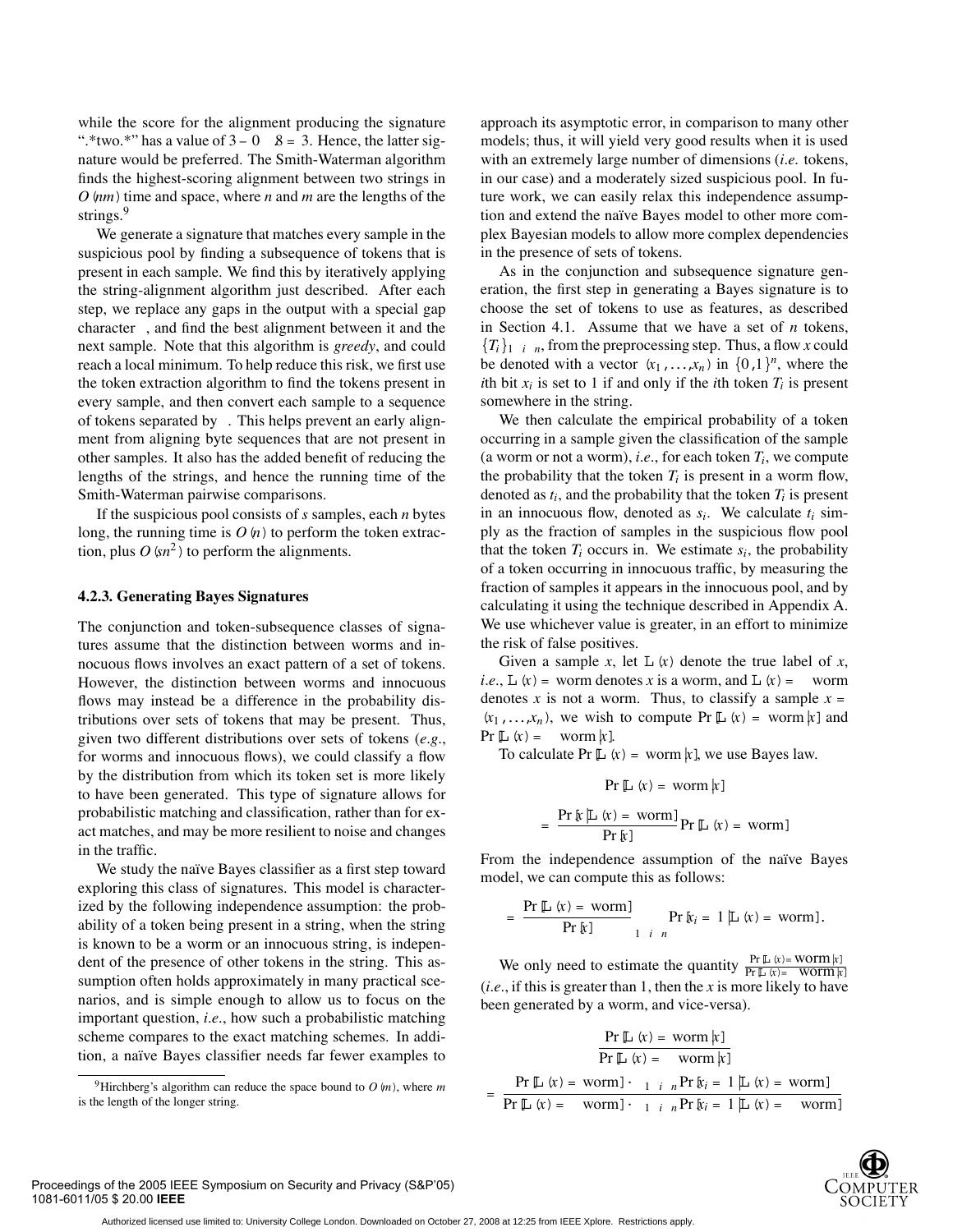while the score for the alignment producing the signature ".*two.*" has a value of $3 - 0 \cdot 8 = 3$. Hence, the latter signature would be preferred. The Smith-Waterman algorithm finds the highest-scoring alignment between two strings in $O(nm)$ time and space, where $n$ and $m$ are the lengths of the strings.[9]

We generate a signature that matches every sample in the suspicious pool by finding a subsequence of tokens that is present in each sample. We find this by iteratively applying the string-alignment algorithm just described. After each step, we replace any gaps in the output with a special gap character, and find the best alignment between it and the next sample. Note that this algorithm is *greedy*, and could reach a local minimum. To help reduce this risk, we first use the token extraction algorithm to find the tokens present in every sample, and then convert each sample to a sequence of tokens separated by . This helps prevent an early alignment from aligning byte sequences that are not present in other samples. It also has the added benefit of reducing the lengths of the strings, and hence the running time of the Smith-Waterman pairwise comparisons.

If the suspicious pool consists of $s$ samples, each $n$ bytes long, the running time is $O(n)$ to perform the token extraction, plus $O(sn^2)$ to perform the alignments.

### 4.2.3. Generating Bayes Signatures

The conjunction and token-subsequence classes of signatures assume that the distinction between worms and innocuous flows involves an exact pattern of a set of tokens. However, the distinction between worms and innocuous flows may instead be a difference in the probability distributions over sets of tokens that may be present. Thus, given two different distributions over sets of tokens (*e.g.*, for worms and innocuous flows), we could classify a flow by the distribution from which its token set is more likely to have been generated. This type of signature allows for probabilistic matching and classification, rather than for exact matches, and may be more resilient to noise and changes in the traffic.

We study the naïve Bayes classifier as a first step toward exploring this class of signatures. This model is characterized by the following independence assumption: the probability of a token being present in a string, when the string is known to be a worm or an innocuous string, is independent of the presence of other tokens in the string. This assumption often holds approximately in many practical scenarios, and is simple enough to allow us to focus on the important question, *i.e.*, how such a probabilistic matching scheme compares to the exact matching schemes. In addition, a naïve Bayes classifier needs far fewer examples to approach its asymptotic error, in comparison to many other models; thus, it will yield very good results when it is used with an extremely large number of dimensions (*i.e.* tokens, in our case) and a moderately sized suspicious pool. In future work, we can easily relax this independence assumption and extend the naïve Bayes model to other more complex Bayesian models to allow more complex dependencies in the presence of sets of tokens.

As in the conjunction and subsequence signature generation, the first step in generating a Bayes signature is to choose the set of tokens to use as features, as described in Section 4.1. Assume that we have a set of $n$ tokens, $\{T_i\}_{1 \le i \le n}$, from the preprocessing step. Thus, a flow $x$ could be denoted with a vector $\langle x_1, \ldots, x_n \rangle$ in $\{0,1\}^n$, where the $i$th bit $x_i$ is set to 1 if and only if the $i$th token $T_i$ is present somewhere in the string.

We then calculate the empirical probability of a token occurring in a sample given the classification of the sample (a worm or not a worm), *i.e.*, for each token $T_i$, we compute the probability that the token $T_i$ is present in a worm flow, denoted as $t_i$, and the probability that the token $T_i$ is present in an innocuous flow, denoted as $s_i$. We calculate $t_i$ simply as the fraction of samples in the suspicious flow pool that the token $T_i$ occurs in. We estimate $s_i$, the probability of a token occurring in innocuous traffic, by measuring the fraction of samples it appears in the innocuous pool, and by calculating it using the technique described in Appendix A. We use whichever value is greater, in an effort to minimize the risk of false positives.

Given a sample $x$, let $\mathbb{L}(x)$ denote the true label of $x$, *i.e.*, $\mathbb{L}(x) = \text{worm}$ denotes $x$ is a worm, and $\mathbb{L}(x) = \neg\text{worm}$ denotes $x$ is not a worm. Thus, to classify a sample $x = \langle x_1, \ldots, x_n \rangle$, we wish to compute $\Pr[\mathbb{L}(x) = \text{worm} | x]$ and $\Pr[\mathbb{L}(x) = \neg\text{worm} | x]$.

To calculate $\Pr[\mathbb{L}(x) = \text{worm} | x]$, we use Bayes law.

$$\Pr[\mathbb{L}(x) = \text{worm} | x]$$

$$= \frac{\Pr[x | \mathbb{L}(x) = \text{worm}]}{\Pr[x]} \Pr[\mathbb{L}(x) = \text{worm}]$$

From the independence assumption of the naïve Bayes model, we can compute this as follows:

$$= \frac{\Pr[\mathbb{L}(x) = \text{worm}]}{\Pr[x]} \prod_{1 \le i \le n} \Pr[x_i = 1 | \mathbb{L}(x) = \text{worm}].$$

We only need to estimate the quantity $\frac{\Pr[\mathbb{L}(x) = \text{worm} | x]}{\Pr[\mathbb{L}(x) = \neg\text{worm} | x]}$ (*i.e.*, if this is greater than 1, then the $x$ is more likely to have been generated by a worm, and vice-versa).

$$\frac{\Pr[\mathbb{L}(x) = \text{worm} | x]}{\Pr[\mathbb{L}(x) = \neg\text{worm} | x]}$$

$$= \frac{\Pr[\mathbb{L}(x) = \text{worm}] \cdot \prod_{1 \le i \le n} \Pr[x_i = 1 | \mathbb{L}(x) = \text{worm}]}{\Pr[\mathbb{L}(x) = \neg\text{worm}] \cdot \prod_{1 \le i \le n} \Pr[x_i = 1 | \mathbb{L}(x) = \neg\text{worm}]}$$

[9]Hirchberg's algorithm can reduce the space bound to $O(m)$, where $m$ is the length of the longer string.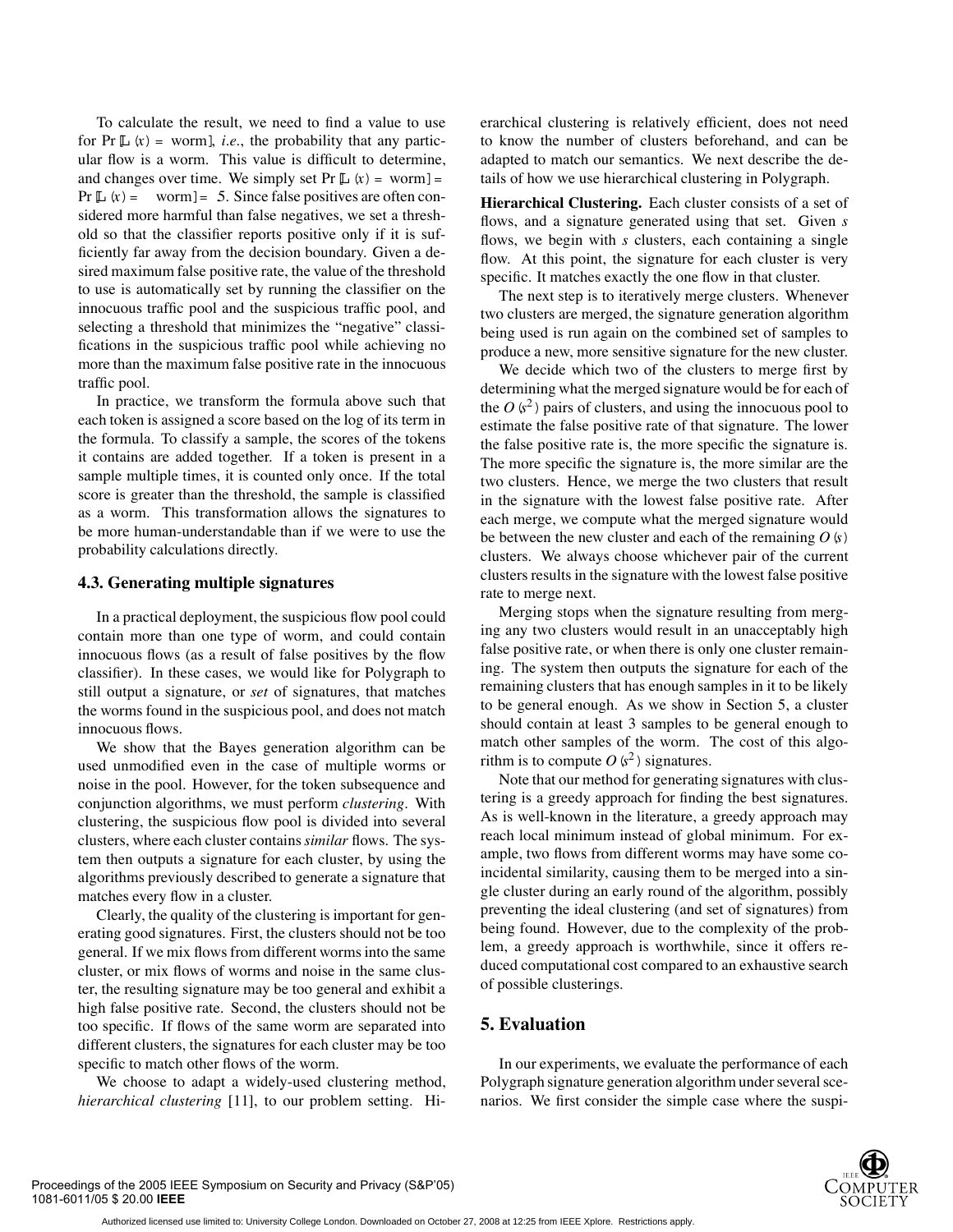To calculate the result, we need to find a value to use for $\Pr[L(x) = \text{worm}]$, *i.e.*, the probability that any particular flow is a worm. This value is difficult to determine, and changes over time. We simply set $\Pr[L(x) = \text{worm}] = \Pr[L(x) = \neg\text{worm}] = .5$. Since false positives are often considered more harmful than false negatives, we set a threshold so that the classifier reports positive only if it is sufficiently far away from the decision boundary. Given a desired maximum false positive rate, the value of the threshold to use is automatically set by running the classifier on the innocuous traffic pool and the suspicious traffic pool, and selecting a threshold that minimizes the "negative" classifications in the suspicious traffic pool while achieving no more than the maximum false positive rate in the innocuous traffic pool.

In practice, we transform the formula above such that each token is assigned a score based on the log of its term in the formula. To classify a sample, the scores of the tokens it contains are added together. If a token is present in a sample multiple times, it is counted only once. If the total score is greater than the threshold, the sample is classified as a worm. This transformation allows the signatures to be more human-understandable than if we were to use the probability calculations directly.

### 4.3. Generating multiple signatures

In a practical deployment, the suspicious flow pool could contain more than one type of worm, and could contain innocuous flows (as a result of false positives by the flow classifier). In these cases, we would like for Polygraph to still output a signature, or *set* of signatures, that matches the worms found in the suspicious pool, and does not match innocuous flows.

We show that the Bayes generation algorithm can be used unmodified even in the case of multiple worms or noise in the pool. However, for the token subsequence and conjunction algorithms, we must perform *clustering*. With clustering, the suspicious flow pool is divided into several clusters, where each cluster contains *similar* flows. The system then outputs a signature for each cluster, by using the algorithms previously described to generate a signature that matches every flow in a cluster.

Clearly, the quality of the clustering is important for generating good signatures. First, the clusters should not be too general. If we mix flows from different worms into the same cluster, or mix flows of worms and noise in the same cluster, the resulting signature may be too general and exhibit a high false positive rate. Second, the clusters should not be too specific. If flows of the same worm are separated into different clusters, the signatures for each cluster may be too specific to match other flows of the worm.

We choose to adapt a widely-used clustering method, *hierarchical clustering* [11], to our problem setting. Hierarchical clustering is relatively efficient, does not need to know the number of clusters beforehand, and can be adapted to match our semantics. We next describe the details of how we use hierarchical clustering in Polygraph.

**Hierarchical Clustering.** Each cluster consists of a set of flows, and a signature generated using that set. Given $s$ flows, we begin with $s$ clusters, each containing a single flow. At this point, the signature for each cluster is very specific. It matches exactly the one flow in that cluster.

The next step is to iteratively merge clusters. Whenever two clusters are merged, the signature generation algorithm being used is run again on the combined set of samples to produce a new, more sensitive signature for the new cluster.

We decide which two of the clusters to merge first by determining what the merged signature would be for each of the $O(s^2)$ pairs of clusters, and using the innocuous pool to estimate the false positive rate of that signature. The lower the false positive rate is, the more specific the signature is. The more specific the signature is, the more similar are the two clusters. Hence, we merge the two clusters that result in the signature with the lowest false positive rate. After each merge, we compute what the merged signature would be between the new cluster and each of the remaining $O(s)$ clusters. We always choose whichever pair of the current clusters results in the signature with the lowest false positive rate to merge next.

Merging stops when the signature resulting from merging any two clusters would result in an unacceptably high false positive rate, or when there is only one cluster remaining. The system then outputs the signature for each of the remaining clusters that has enough samples in it to be likely to be general enough. As we show in Section 5, a cluster should contain at least 3 samples to be general enough to match other samples of the worm. The cost of this algorithm is to compute $O(s^2)$ signatures.

Note that our method for generating signatures with clustering is a greedy approach for finding the best signatures. As is well-known in the literature, a greedy approach may reach local minimum instead of global minimum. For example, two flows from different worms may have some coincidental similarity, causing them to be merged into a single cluster during an early round of the algorithm, possibly preventing the ideal clustering (and set of signatures) from being found. However, due to the complexity of the problem, a greedy approach is worthwhile, since it offers reduced computational cost compared to an exhaustive search of possible clusterings.

## 5. Evaluation

In our experiments, we evaluate the performance of each Polygraph signature generation algorithm under several scenarios. We first consider the simple case where the suspi-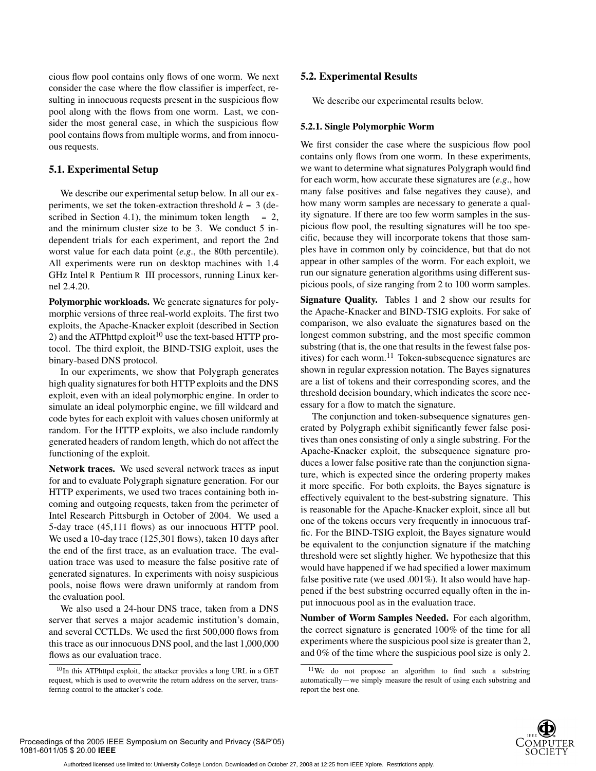cious flow pool contains only flows of one worm. We next consider the case where the flow classifier is imperfect, resulting in innocuous requests present in the suspicious flow pool along with the flows from one worm. Last, we consider the most general case, in which the suspicious flow pool contains flows from multiple worms, and from innocuous requests.

## 5.1. Experimental Setup

We describe our experimental setup below. In all our experiments, we set the token-extraction threshold $k = 3$ (described in Section 4.1), the minimum token length $= 2$, and the minimum cluster size to be 3. We conduct 5 independent trials for each experiment, and report the 2nd worst value for each data point (*e.g.*, the 80th percentile). All experiments were run on desktop machines with 1.4 GHz Intel® Pentium® III processors, running Linux kernel 2.4.20.

**Polymorphic workloads.** We generate signatures for polymorphic versions of three real-world exploits. The first two exploits, the Apache-Knacker exploit (described in Section 2) and the ATPhttpd exploit[10] use the text-based HTTP protocol. The third exploit, the BIND-TSIG exploit, uses the binary-based DNS protocol.

In our experiments, we show that Polygraph generates high quality signatures for both HTTP exploits and the DNS exploit, even with an ideal polymorphic engine. In order to simulate an ideal polymorphic engine, we fill wildcard and code bytes for each exploit with values chosen uniformly at random. For the HTTP exploits, we also include randomly generated headers of random length, which do not affect the functioning of the exploit.

**Network traces.** We used several network traces as input for and to evaluate Polygraph signature generation. For our HTTP experiments, we used two traces containing both incoming and outgoing requests, taken from the perimeter of Intel Research Pittsburgh in October of 2004. We used a 5-day trace (45,111 flows) as our innocuous HTTP pool. We used a 10-day trace (125,301 flows), taken 10 days after the end of the first trace, as an evaluation trace. The evaluation trace was used to measure the false positive rate of generated signatures. In experiments with noisy suspicious pools, noise flows were drawn uniformly at random from the evaluation pool.

We also used a 24-hour DNS trace, taken from a DNS server that serves a major academic institution's domain, and several CCTLDs. We used the first 500,000 flows from this trace as our innocuous DNS pool, and the last 1,000,000 flows as our evaluation trace.

[10] In this ATPhttpd exploit, the attacker provides a long URL in a GET request, which is used to overwrite the return address on the server, transferring control to the attacker's code.

## 5.2. Experimental Results

We describe our experimental results below.

### 5.2.1. Single Polymorphic Worm

We first consider the case where the suspicious flow pool contains only flows from one worm. In these experiments, we want to determine what signatures Polygraph would find for each worm, how accurate these signatures are (*e.g.*, how many false positives and false negatives they cause), and how many worm samples are necessary to generate a quality signature. If there are too few worm samples in the suspicious flow pool, the resulting signatures will be too specific, because they will incorporate tokens that those samples have in common only by coincidence, but that do not appear in other samples of the worm. For each exploit, we run our signature generation algorithms using different suspicious pools, of size ranging from 2 to 100 worm samples.

**Signature Quality.** Tables 1 and 2 show our results for the Apache-Knacker and BIND-TSIG exploits. For sake of comparison, we also evaluate the signatures based on the longest common substring, and the most specific common substring (that is, the one that results in the fewest false positives) for each worm.[11] Token-subsequence signatures are shown in regular expression notation. The Bayes signatures are a list of tokens and their corresponding scores, and the threshold decision boundary, which indicates the score necessary for a flow to match the signature.

The conjunction and token-subsequence signatures generated by Polygraph exhibit significantly fewer false positives than ones consisting of only a single substring. For the Apache-Knacker exploit, the subsequence signature produces a lower false positive rate than the conjunction signature, which is expected since the ordering property makes it more specific. For both exploits, the Bayes signature is effectively equivalent to the best-substring signature. This is reasonable for the Apache-Knacker exploit, since all but one of the tokens occurs very frequently in innocuous traffic. For the BIND-TSIG exploit, the Bayes signature would be equivalent to the conjunction signature if the matching threshold were set slightly higher. We hypothesize that this would have happened if we had specified a lower maximum false positive rate (we used .001%). It also would have happened if the best substring occurred equally often in the input innocuous pool as in the evaluation trace.

**Number of Worm Samples Needed.** For each algorithm, the correct signature is generated 100% of the time for all experiments where the suspicious pool size is greater than 2, and 0% of the time where the suspicious pool size is only 2.

[11] We do not propose an algorithm to find such a substring automatically—we simply measure the result of using each substring and report the best one.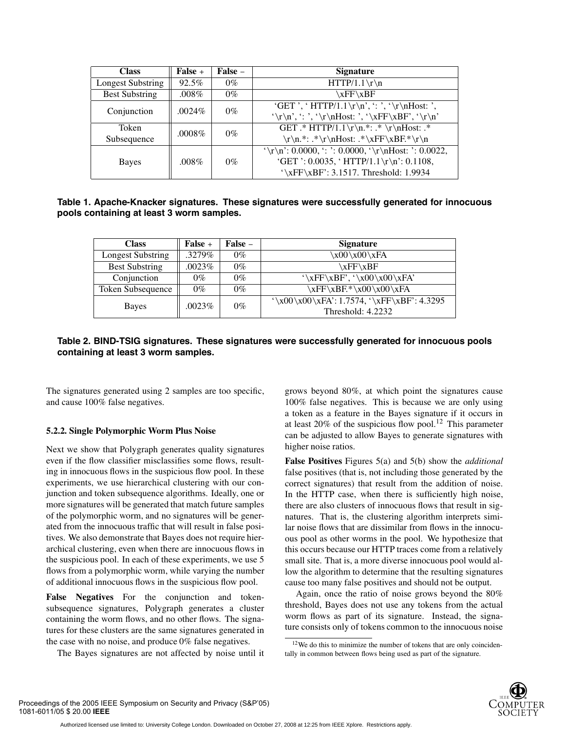| Class | False + | False – | Signature |
| --- | --- | --- | --- |
| Longest Substring | 92.5% | 0% | HTTP/1.1\r\n |
| Best Substring | .008% | 0% | \xFF\xBF |
| Conjunction | .0024% | 0% | 'GET ', ' HTTP/1.1\r\n', ': ', '\r\nHost: ', '\r\n', ': ', '\r\nHost: ', '\xFF\xBF', '\r\n' |
| Token Subsequence | .0008% | 0% | GET .* HTTP/1.1\r\n.*: .* \r\nHost: .* \r\n.*: .*\r\nHost: .*\xFF\xBF.*\r\n |
| Bayes | .008% | 0% | '\r\n': 0.0000, ': ': 0.0000, '\r\nHost: ': 0.0022, 'GET ': 0.0035, ' HTTP/1.1\r\n': 0.1108, '\xFF\xBF': 3.1517. Threshold: 1.9934 |

**Table 1. Apache-Knacker signatures. These signatures were successfully generated for innocuous pools containing at least 3 worm samples.**

| Class | False + | False – | Signature |
| --- | --- | --- | --- |
| Longest Substring | .3279% | 0% | \x00\x00\xFA |
| Best Substring | .0023% | 0% | \xFF\xBF |
| Conjunction | 0% | 0% | '\xFF\xBF', '\x00\x00\xFA' |
| Token Subsequence | 0% | 0% | \xFF\xBF.*\x00\x00\xFA |
| Bayes | .0023% | 0% | '\x00\x00\xFA': 1.7574, '\xFF\xBF': 4.3295 Threshold: 4.2232 |

**Table 2. BIND-TSIG signatures. These signatures were successfully generated for innocuous pools containing at least 3 worm samples.**

The signatures generated using 2 samples are too specific, and cause 100% false negatives.

#### 5.2.2. Single Polymorphic Worm Plus Noise

Next we show that Polygraph generates quality signatures even if the flow classifier misclassifies some flows, resulting in innocuous flows in the suspicious flow pool. In these experiments, we use hierarchical clustering with our conjunction and token subsequence algorithms. Ideally, one or more signatures will be generated that match future samples of the polymorphic worm, and no signatures will be generated from the innocuous traffic that will result in false positives. We also demonstrate that Bayes does not require hierarchical clustering, even when there are innocuous flows in the suspicious pool. In each of these experiments, we use 5 flows from a polymorphic worm, while varying the number of additional innocuous flows in the suspicious flow pool.

**False Negatives** For the conjunction and token-subsequence signatures, Polygraph generates a cluster containing the worm flows, and no other flows. The signatures for these clusters are the same signatures generated in the case with no noise, and produce 0% false negatives.

The Bayes signatures are not affected by noise until it grows beyond 80%, at which point the signatures cause 100% false negatives. This is because we are only using a token as a feature in the Bayes signature if it occurs in at least 20% of the suspicious flow pool.[12] This parameter can be adjusted to allow Bayes to generate signatures with higher noise ratios.

**False Positives** Figures 5(a) and 5(b) show the *additional* false positives (that is, not including those generated by the correct signatures) that result from the addition of noise. In the HTTP case, when there is sufficiently high noise, there are also clusters of innocuous flows that result in signatures. That is, the clustering algorithm interprets similar noise flows that are dissimilar from flows in the innocuous pool as other worms in the pool. We hypothesize that this occurs because our HTTP traces come from a relatively small site. That is, a more diverse innocuous pool would allow the algorithm to determine that the resulting signatures cause too many false positives and should not be output.

Again, once the ratio of noise grows beyond the 80% threshold, Bayes does not use any tokens from the actual worm flows as part of its signature. Instead, the signature consists only of tokens common to the innocuous noise

[12] We do this to minimize the number of tokens that are only coincidentally in common between flows being used as part of the signature.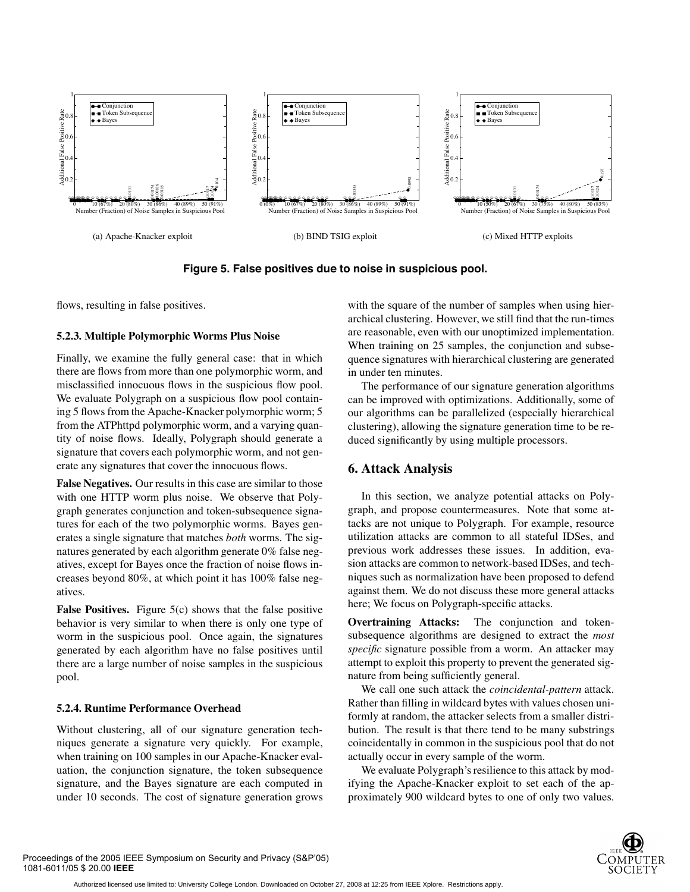(a) Apache-Knacker exploit

(b) BIND TSIG exploit

(c) Mixed HTTP exploits

**Figure 5. False positives due to noise in suspicious pool.**

flows, resulting in false positives.

#### 5.2.3. Multiple Polymorphic Worms Plus Noise

Finally, we examine the fully general case: that in which there are flows from more than one polymorphic worm, and misclassified innocuous flows in the suspicious flow pool. We evaluate Polygraph on a suspicious flow pool containing 5 flows from the Apache-Knacker polymorphic worm; 5 from the ATPhttpd polymorphic worm, and a varying quantity of noise flows. Ideally, Polygraph should generate a signature that covers each polymorphic worm, and not generate any signatures that cover the innocuous flows.

**False Negatives.** Our results in this case are similar to those with one HTTP worm plus noise. We observe that Polygraph generates conjunction and token-subsequence signatures for each of the two polymorphic worms. Bayes generates a single signature that matches *both* worms. The signatures generated by each algorithm generate 0% false negatives, except for Bayes once the fraction of noise flows increases beyond 80%, at which point it has 100% false negatives.

**False Positives.** Figure 5(c) shows that the false positive behavior is very similar to when there is only one type of worm in the suspicious pool. Once again, the signatures generated by each algorithm have no false positives until there are a large number of noise samples in the suspicious pool.

#### 5.2.4. Runtime Performance Overhead

Without clustering, all of our signature generation techniques generate a signature very quickly. For example, when training on 100 samples in our Apache-Knacker evaluation, the conjunction signature, the token subsequence signature, and the Bayes signature are each computed in under 10 seconds. The cost of signature generation grows with the square of the number of samples when using hierarchical clustering. However, we still find that the run-times are reasonable, even with our unoptimized implementation. When training on 25 samples, the conjunction and subsequence signatures with hierarchical clustering are generated in under ten minutes.

The performance of our signature generation algorithms can be improved with optimizations. Additionally, some of our algorithms can be parallelized (especially hierarchical clustering), allowing the signature generation time to be reduced significantly by using multiple processors.

## 6. Attack Analysis

In this section, we analyze potential attacks on Polygraph, and propose countermeasures. Note that some attacks are not unique to Polygraph. For example, resource utilization attacks are common to all stateful IDSes, and previous work addresses these issues. In addition, evasion attacks are common to network-based IDSes, and techniques such as normalization have been proposed to defend against them. We do not discuss these more general attacks here; We focus on Polygraph-specific attacks.

**Overtraining Attacks:** The conjunction and token-subsequence algorithms are designed to extract the *most specific* signature possible from a worm. An attacker may attempt to exploit this property to prevent the generated signature from being sufficiently general.

We call one such attack the *coincidental-pattern* attack. Rather than filling in wildcard bytes with values chosen uniformly at random, the attacker selects from a smaller distribution. The result is that there tend to be many substrings coincidentally in common in the suspicious pool that do not actually occur in every sample of the worm.

We evaluate Polygraph's resilience to this attack by modifying the Apache-Knacker exploit to set each of the approximately 900 wildcard bytes to one of only two values.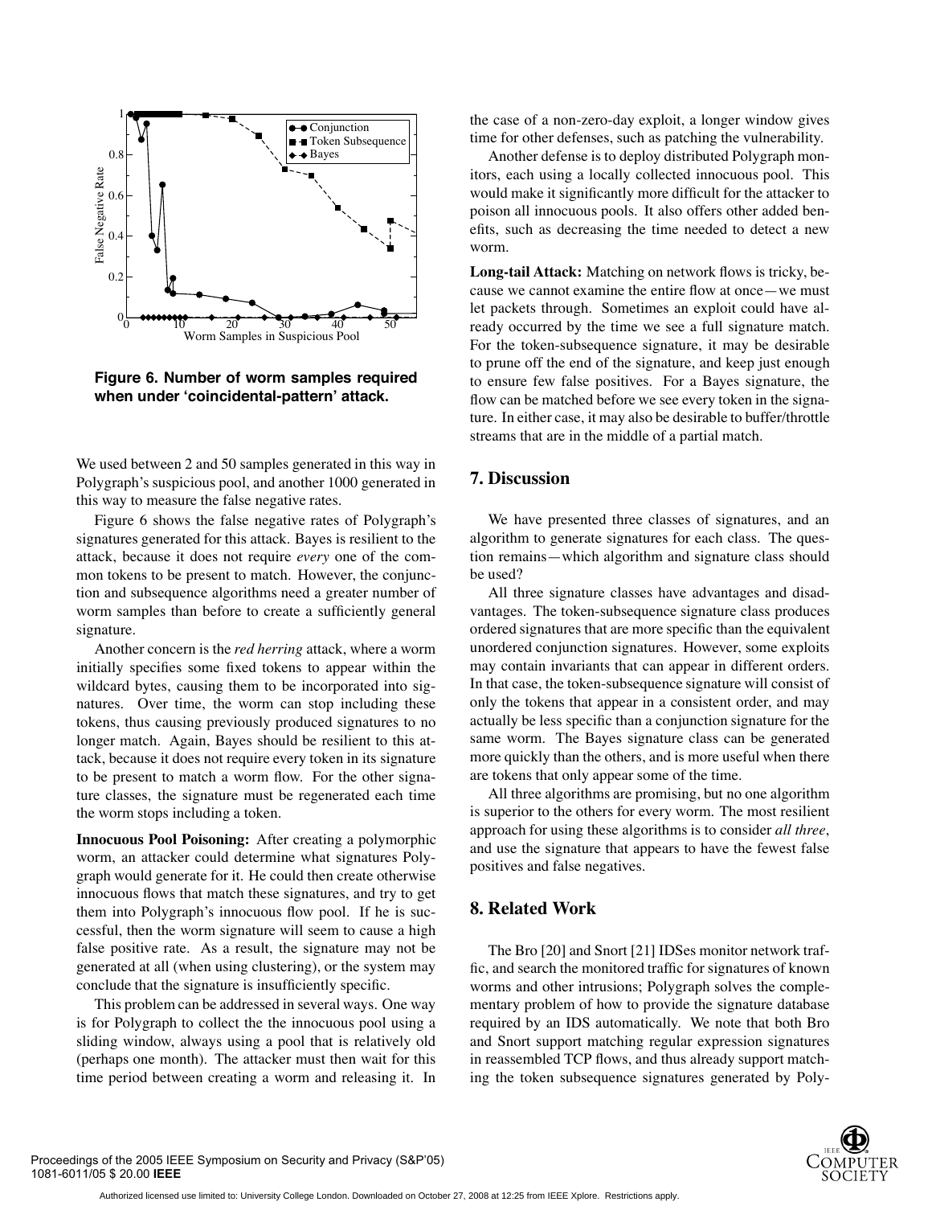**Figure 6. Number of worm samples required when under 'coincidental-pattern' attack.**

We used between 2 and 50 samples generated in this way in Polygraph's suspicious pool, and another 1000 generated in this way to measure the false negative rates.

Figure 6 shows the false negative rates of Polygraph's signatures generated for this attack. Bayes is resilient to the attack, because it does not require *every* one of the common tokens to be present to match. However, the conjunction and subsequence algorithms need a greater number of worm samples than before to create a sufficiently general signature.

Another concern is the *red herring* attack, where a worm initially specifies some fixed tokens to appear within the wildcard bytes, causing them to be incorporated into signatures. Over time, the worm can stop including these tokens, thus causing previously produced signatures to no longer match. Again, Bayes should be resilient to this attack, because it does not require every token in its signature to be present to match a worm flow. For the other signature classes, the signature must be regenerated each time the worm stops including a token.

**Innocuous Pool Poisoning:** After creating a polymorphic worm, an attacker could determine what signatures Polygraph would generate for it. He could then create otherwise innocuous flows that match these signatures, and try to get them into Polygraph's innocuous flow pool. If he is successful, then the worm signature will seem to cause a high false positive rate. As a result, the signature may not be generated at all (when using clustering), or the system may conclude that the signature is insufficiently specific.

This problem can be addressed in several ways. One way is for Polygraph to collect the the innocuous pool using a sliding window, always using a pool that is relatively old (perhaps one month). The attacker must then wait for this time period between creating a worm and releasing it. In the case of a non-zero-day exploit, a longer window gives time for other defenses, such as patching the vulnerability.

Another defense is to deploy distributed Polygraph monitors, each using a locally collected innocuous pool. This would make it significantly more difficult for the attacker to poison all innocuous pools. It also offers other added benefits, such as decreasing the time needed to detect a new worm.

**Long-tail Attack:** Matching on network flows is tricky, because we cannot examine the entire flow at once—we must let packets through. Sometimes an exploit could have already occurred by the time we see a full signature match. For the token-subsequence signature, it may be desirable to prune off the end of the signature, and keep just enough to ensure few false positives. For a Bayes signature, the flow can be matched before we see every token in the signature. In either case, it may also be desirable to buffer/throttle streams that are in the middle of a partial match.

## 7. Discussion

We have presented three classes of signatures, and an algorithm to generate signatures for each class. The question remains—which algorithm and signature class should be used?

All three signature classes have advantages and disadvantages. The token-subsequence signature class produces ordered signatures that are more specific than the equivalent unordered conjunction signatures. However, some exploits may contain invariants that can appear in different orders. In that case, the token-subsequence signature will consist of only the tokens that appear in a consistent order, and may actually be less specific than a conjunction signature for the same worm. The Bayes signature class can be generated more quickly than the others, and is more useful when there are tokens that only appear some of the time.

All three algorithms are promising, but no one algorithm is superior to the others for every worm. The most resilient approach for using these algorithms is to consider *all three*, and use the signature that appears to have the fewest false positives and false negatives.

## 8. Related Work

The Bro [20] and Snort [21] IDSes monitor network traffic, and search the monitored traffic for signatures of known worms and other intrusions; Polygraph solves the complementary problem of how to provide the signature database required by an IDS automatically. We note that both Bro and Snort support matching regular expression signatures in reassembled TCP flows, and thus already support matching the token subsequence signatures generated by Poly-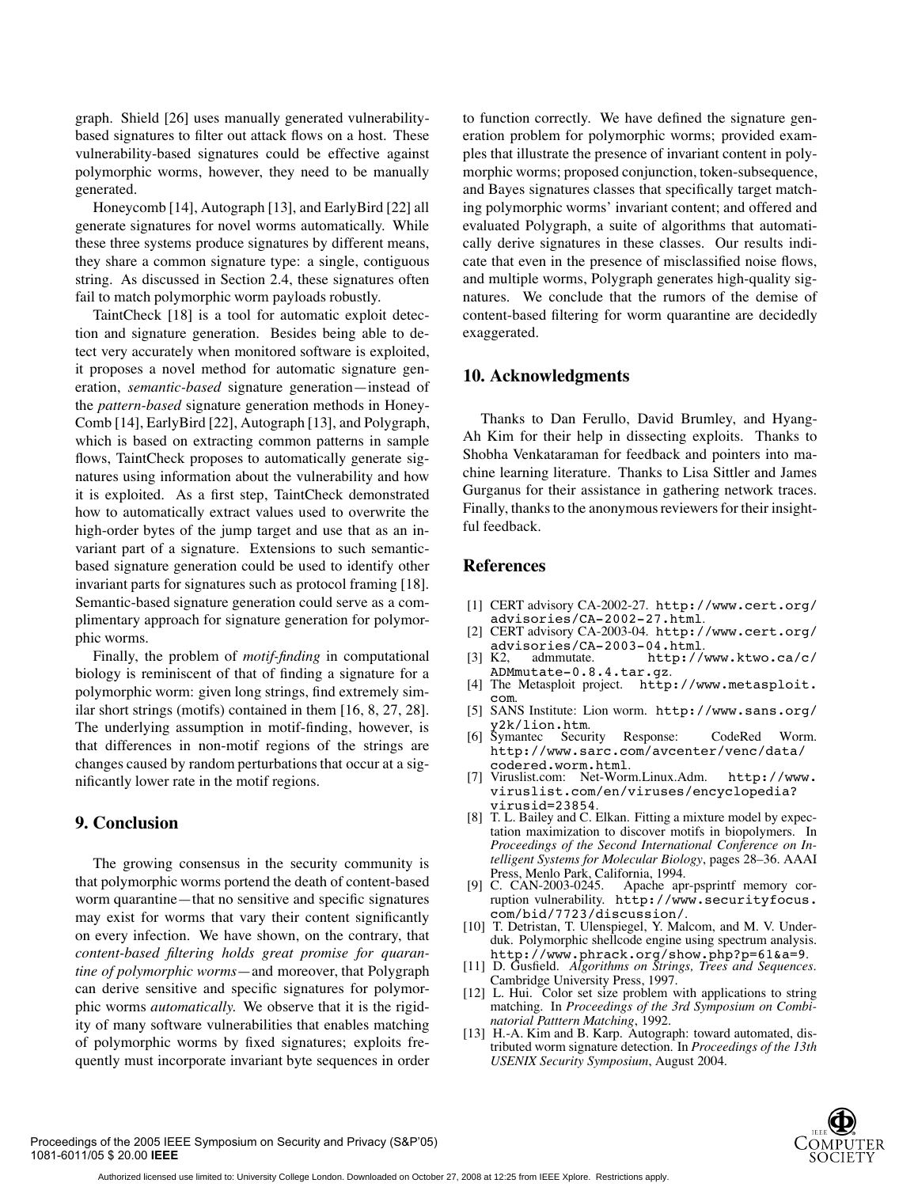graph. Shield [26] uses manually generated vulnerability-based signatures to filter out attack flows on a host. These vulnerability-based signatures could be effective against polymorphic worms, however, they need to be manually generated.

Honeycomb [14], Autograph [13], and EarlyBird [22] all generate signatures for novel worms automatically. While these three systems produce signatures by different means, they share a common signature type: a single, contiguous string. As discussed in Section 2.4, these signatures often fail to match polymorphic worm payloads robustly.

TaintCheck [18] is a tool for automatic exploit detection and signature generation. Besides being able to detect very accurately when monitored software is exploited, it proposes a novel method for automatic signature generation, *semantic-based* signature generation—instead of the *pattern-based* signature generation methods in Honey-Comb [14], EarlyBird [22], Autograph [13], and Polygraph, which is based on extracting common patterns in sample flows, TaintCheck proposes to automatically generate signatures using information about the vulnerability and how it is exploited. As a first step, TaintCheck demonstrated how to automatically extract values used to overwrite the high-order bytes of the jump target and use that as an invariant part of a signature. Extensions to such semantic-based signature generation could be used to identify other invariant parts for signatures such as protocol framing [18]. Semantic-based signature generation could serve as a complimentary approach for signature generation for polymorphic worms.

Finally, the problem of *motif-finding* in computational biology is reminiscent of that of finding a signature for a polymorphic worm: given long strings, find extremely similar short strings (motifs) contained in them [16, 8, 27, 28]. The underlying assumption in motif-finding, however, is that differences in non-motif regions of the strings are changes caused by random perturbations that occur at a significantly lower rate in the motif regions.

## 9. Conclusion

The growing consensus in the security community is that polymorphic worms portend the death of content-based worm quarantine—that no sensitive and specific signatures may exist for worms that vary their content significantly on every infection. We have shown, on the contrary, that *content-based filtering holds great promise for quarantine of polymorphic worms*—and moreover, that Polygraph can derive sensitive and specific signatures for polymorphic worms *automatically*. We observe that it is the rigidity of many software vulnerabilities that enables matching of polymorphic worms by fixed signatures; exploits frequently must incorporate invariant byte sequences in order to function correctly. We have defined the signature generation problem for polymorphic worms; provided examples that illustrate the presence of invariant content in polymorphic worms; proposed conjunction, token-subsequence, and Bayes signatures classes that specifically target matching polymorphic worms' invariant content; and offered and evaluated Polygraph, a suite of algorithms that automatically derive signatures in these classes. Our results indicate that even in the presence of misclassified noise flows, and multiple worms, Polygraph generates high-quality signatures. We conclude that the rumors of the demise of content-based filtering for worm quarantine are decidedly exaggerated.

## 10. Acknowledgments

Thanks to Dan Ferullo, David Brumley, and Hyang-Ah Kim for their help in dissecting exploits. Thanks to Shobha Venkataraman for feedback and pointers into machine learning literature. Thanks to Lisa Sittler and James Gurganus for their assistance in gathering network traces. Finally, thanks to the anonymous reviewers for their insightful feedback.

## References

[1] CERT advisory CA-2002-27. `http://www.cert.org/advisories/CA-2002-27.html`.

[2] CERT advisory CA-2003-04. `http://www.cert.org/advisories/CA-2003-04.html`.

[3] K2, admmutate. `http://www.ktwo.ca/c/ADMmutate-0.8.4.tar.gz`.

[4] The Metasploit project. `http://www.metasploit.com`.

[5] SANS Institute: Lion worm. `http://www.sans.org/y2k/lion.htm`.

[6] Symantec Security Response: CodeRed Worm. `http://www.sarc.com/avcenter/venc/data/codered.worm.html`.

[7] Viruslist.com: Net-Worm.Linux.Adm. `http://www.viruslist.com/en/viruses/encyclopedia?virusid=23854`.

[8] T. L. Bailey and C. Elkan. Fitting a mixture model by expectation maximization to discover motifs in biopolymers. In *Proceedings of the Second International Conference on Intelligent Systems for Molecular Biology*, pages 28–36. AAAI Press, Menlo Park, California, 1994.

[9] C. CAN-2003-0245. Apache apr-psprintf memory corruption vulnerability. `http://www.securityfocus.com/bid/7723/discussion/`.

[10] T. Detristan, T. Ulenspiegel, Y. Malcom, and M. V. Underduk. Polymorphic shellcode engine using spectrum analysis. `http://www.phrack.org/show.php?p=61&a=9`.

[11] D. Gusfield. *Algorithms on Strings, Trees and Sequences*. Cambridge University Press, 1997.

[12] L. Hui. Color set size problem with applications to string matching. In *Proceedings of the 3rd Symposium on Combinatorial Patttern Matching*, 1992.

[13] H.-A. Kim and B. Karp. Autograph: toward automated, distributed worm signature detection. In *Proceedings of the 13th USENIX Security Symposium*, August 2004.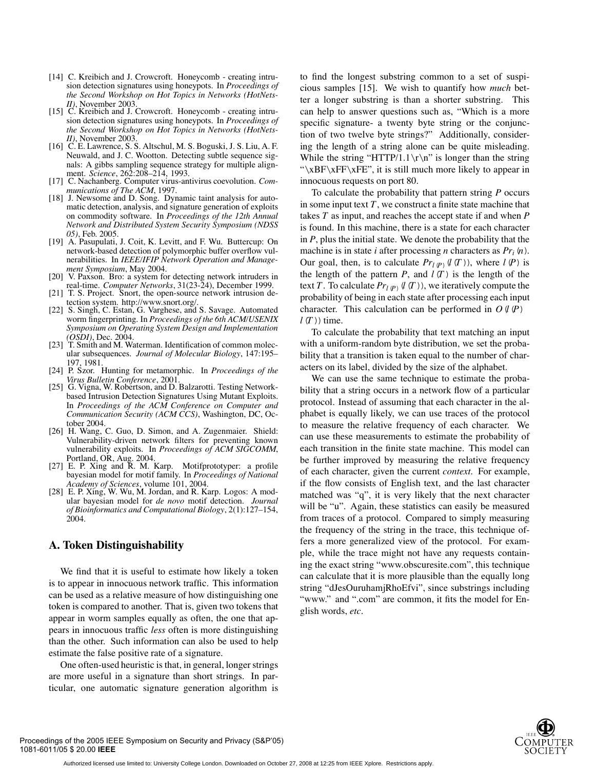[14] C. Kreibich and J. Crowcroft. Honeycomb - creating intrusion detection signatures using honeypots. In *Proceedings of the Second Workshop on Hot Topics in Networks (HotNets-II)*, November 2003.

[15] C. Kreibich and J. Crowcroft. Honeycomb - creating intrusion detection signatures using honeypots. In *Proceedings of the Second Workshop on Hot Topics in Networks (HotNets-II)*, November 2003.

[16] C. E. Lawrence, S. S. Altschul, M. S. Boguski, J. S. Liu, A. F. Neuwald, and J. C. Wootton. Detecting subtle sequence signals: A gibbs sampling sequence strategy for multiple alignment. *Science*, 262:208–214, 1993.

[17] C. Nachanberg. Computer virus-antivirus coevolution. *Communications of The ACM*, 1997.

[18] J. Newsome and D. Song. Dynamic taint analysis for automatic detection, analysis, and signature generation of exploits on commodity software. In *Proceedings of the 12th Annual Network and Distributed System Security Symposium (NDSS 05)*, Feb. 2005.

[19] A. Pasupulati, J. Coit, K. Levitt, and F. Wu. Buttercup: On network-based detection of polymorphic buffer overflow vulnerabilities. In *IEEE/IFIP Network Operation and Management Symposium*, May 2004.

[20] V. Paxson. Bro: a system for detecting network intruders in real-time. *Computer Networks*, 31(23-24), December 1999.

[21] T. S. Project. Snort, the open-source network intrusion detection system. http://www.snort.org/.

[22] S. Singh, C. Estan, G. Varghese, and S. Savage. Automated worm fingerprinting. In *Proceedings of the 6th ACM/USENIX Symposium on Operating System Design and Implementation (OSDI)*, Dec. 2004.

[23] T. Smith and M. Waterman. Identification of common molecular subsequences. *Journal of Molecular Biology*, 147:195–197, 1981.

[24] P. Ször. Hunting for metamorphic. In *Proceedings of the Virus Bulletin Conference*, 2001.

[25] G. Vigna, W. Robertson, and D. Balzarotti. Testing Network-based Intrusion Detection Signatures Using Mutant Exploits. In *Proceedings of the ACM Conference on Computer and Communication Security (ACM CCS)*, Washington, DC, October 2004.

[26] H. Wang, C. Guo, D. Simon, and A. Zugenmaier. Shield: Vulnerability-driven network filters for preventing known vulnerability exploits. In *Proceedings of ACM SIGCOMM*, Portland, OR, Aug. 2004.

[27] E. P. Xing and R. M. Karp. Motifprototyper: a profile bayesian model for motif family. In *Proceedings of National Academy of Sciences*, volume 101, 2004.

[28] E. P. Xing, W. Wu, M. Jordan, and R. Karp. Logos: A modular bayesian model for *de novo* motif detection. *Journal of Bioinformatics and Computational Biology*, 2(1):127–154, 2004.

## A. Token Distinguishability

We find that it is useful to estimate how likely a token is to appear in innocuous network traffic. This information can be used as a relative measure of how distinguishing one token is compared to another. That is, given two tokens that appear in worm samples equally as often, the one that appears in innocuous traffic *less* often is more distinguishing than the other. Such information can also be used to help estimate the false positive rate of a signature.

One often-used heuristic is that, in general, longer strings are more useful in a signature than short strings. In particular, one automatic signature generation algorithm is to find the longest substring common to a set of suspicious samples [15]. We wish to quantify how *much* better a longer substring is than a shorter substring. This can help to answer questions such as, "Which is a more specific signature- a twenty byte string or the conjunction of two twelve byte strings?" Additionally, considering the length of a string alone can be quite misleading. While the string "HTTP/1.1\r\n" is longer than the string "\xBF\xFF\xFE", it is still much more likely to appear in innocuous requests on port 80.

To calculate the probability that pattern string $P$ occurs in some input text $T$, we construct a finite state machine that takes $T$ as input, and reaches the accept state if and when $P$ is found. In this machine, there is a state for each character in $P$, plus the initial state. We denote the probability that the machine is in state $i$ after processing $n$ characters as $Pr_i(n)$. Our goal, then, is to calculate $Pr_{l(P)}(l(T))$, where $l(P)$ is the length of the pattern $P$, and $l(T)$ is the length of the text $T$. To calculate $Pr_{l(P)}(l(T))$, we iteratively compute the probability of being in each state after processing each input character. This calculation can be performed in $O(l(P) \cdot l(T))$ time.

To calculate the probability that text matching an input with a uniform-random byte distribution, we set the probability that a transition is taken equal to the number of characters on its label, divided by the size of the alphabet.

We can use the same technique to estimate the probability that a string occurs in a network flow of a particular protocol. Instead of assuming that each character in the alphabet is equally likely, we can use traces of the protocol to measure the relative frequency of each character. We can use these measurements to estimate the probability of each transition in the finite state machine. This model can be further improved by measuring the relative frequency of each character, given the current *context*. For example, if the flow consists of English text, and the last character matched was "q", it is very likely that the next character will be "u". Again, these statistics can easily be measured from traces of a protocol. Compared to simply measuring the frequency of the string in the trace, this technique offers a more generalized view of the protocol. For example, while the trace might not have any requests containing the exact string "www.obscuresite.com", this technique can calculate that it is more plausible than the equally long string "dJesOuruhamjRhoEfvi", since substrings including "www." and ".com" are common, it fits the model for English words, *etc*.